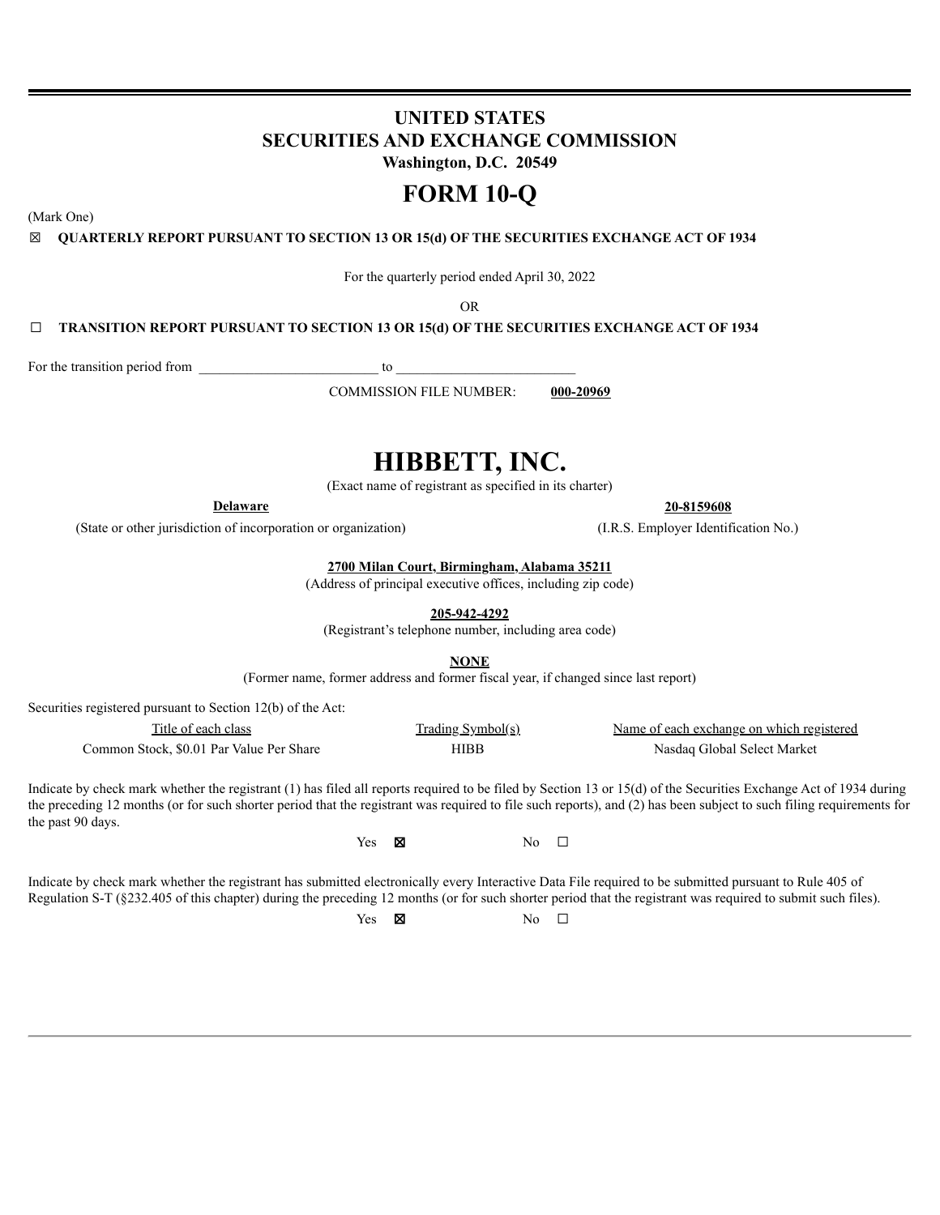# UNITED STATES
# SECURITIES AND EXCHANGE COMMISSION
**Washington, D.C. 20549**

# FORM 10-Q

(Mark One)

☒ **QUARTERLY REPORT PURSUANT TO SECTION 13 OR 15(d) OF THE SECURITIES EXCHANGE ACT OF 1934**

For the quarterly period ended April 30, 2022

OR

☐ **TRANSITION REPORT PURSUANT TO SECTION 13 OR 15(d) OF THE SECURITIES EXCHANGE ACT OF 1934**

For the transition period from \_\_\_\_\_\_\_\_\_\_\_\_\_\_\_\_\_\_\_\_\_\_\_\_\_\_ to \_\_\_\_\_\_\_\_\_\_\_\_\_\_\_\_\_\_\_\_\_\_\_\_\_\_

COMMISSION FILE NUMBER: **000-20969**

# HIBBETT, INC.

(Exact name of registrant as specified in its charter)

| **Delaware** | **20-8159608** |
|---|---|
| (State or other jurisdiction of incorporation or organization) | (I.R.S. Employer Identification No.) |

**2700 Milan Court, Birmingham, Alabama 35211**
(Address of principal executive offices, including zip code)

**205-942-4292**
(Registrant's telephone number, including area code)

**NONE**
(Former name, former address and former fiscal year, if changed since last report)

Securities registered pursuant to Section 12(b) of the Act:

| Title of each class | Trading Symbol(s) | Name of each exchange on which registered |
|---|---|---|
| Common Stock, $0.01 Par Value Per Share | HIBB | Nasdaq Global Select Market |

Indicate by check mark whether the registrant (1) has filed all reports required to be filed by Section 13 or 15(d) of the Securities Exchange Act of 1934 during the preceding 12 months (or for such shorter period that the registrant was required to file such reports), and (2) has been subject to such filing requirements for the past 90 days.

Yes ☒ No ☐

Indicate by check mark whether the registrant has submitted electronically every Interactive Data File required to be submitted pursuant to Rule 405 of Regulation S-T (§232.405 of this chapter) during the preceding 12 months (or for such shorter period that the registrant was required to submit such files).

Yes ☒ No ☐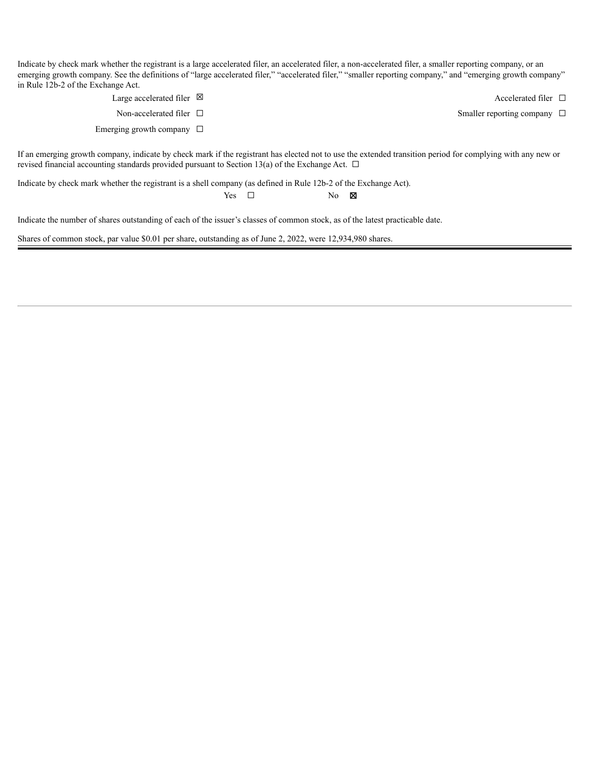Indicate by check mark whether the registrant is a large accelerated filer, an accelerated filer, a non-accelerated filer, a smaller reporting company, or an emerging growth company. See the definitions of "large accelerated filer," "accelerated filer," "smaller reporting company," and "emerging growth company" in Rule 12b-2 of the Exchange Act.

| | |
|---|---|
| Large accelerated filer ☒ | Accelerated filer ☐ |
| Non-accelerated filer ☐ | Smaller reporting company ☐ |
| Emerging growth company ☐ | |

If an emerging growth company, indicate by check mark if the registrant has elected not to use the extended transition period for complying with any new or revised financial accounting standards provided pursuant to Section 13(a) of the Exchange Act. ☐

Indicate by check mark whether the registrant is a shell company (as defined in Rule 12b-2 of the Exchange Act).

Yes ☐ No ☒

Indicate the number of shares outstanding of each of the issuer's classes of common stock, as of the latest practicable date.

Shares of common stock, par value $0.01 per share, outstanding as of June 2, 2022, were 12,934,980 shares.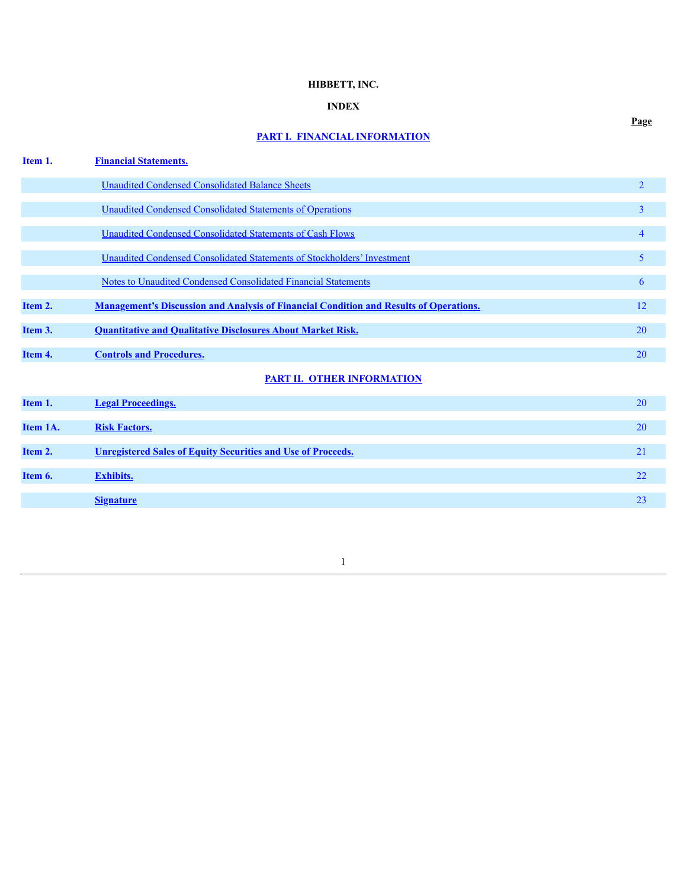**HIBBETT, INC.**

**INDEX**

| | | Page |
|---|---|---|
| | **PART I. FINANCIAL INFORMATION** | |
| **Item 1.** | **Financial Statements.** | |
| | Unaudited Condensed Consolidated Balance Sheets | 2 |
| | Unaudited Condensed Consolidated Statements of Operations | 3 |
| | Unaudited Condensed Consolidated Statements of Cash Flows | 4 |
| | Unaudited Condensed Consolidated Statements of Stockholders' Investment | 5 |
| | Notes to Unaudited Condensed Consolidated Financial Statements | 6 |
| **Item 2.** | **Management's Discussion and Analysis of Financial Condition and Results of Operations.** | 12 |
| **Item 3.** | **Quantitative and Qualitative Disclosures About Market Risk.** | 20 |
| **Item 4.** | **Controls and Procedures.** | 20 |
| | **PART II. OTHER INFORMATION** | |
| **Item 1.** | **Legal Proceedings.** | 20 |
| **Item 1A.** | **Risk Factors.** | 20 |
| **Item 2.** | **Unregistered Sales of Equity Securities and Use of Proceeds.** | 21 |
| **Item 6.** | **Exhibits.** | 22 |
| | **Signature** | 23 |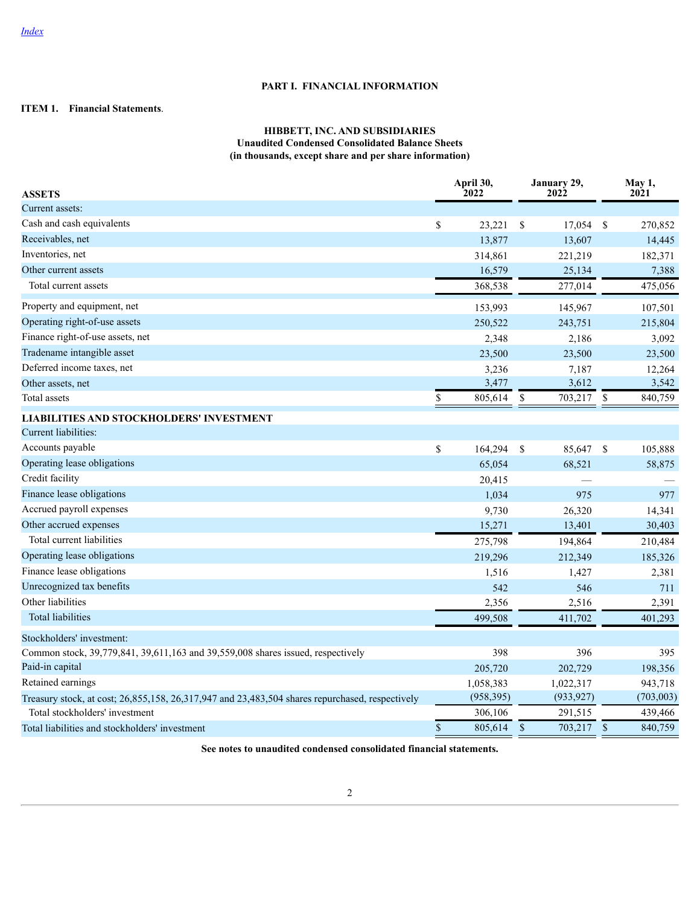[Index](#)

## PART I. FINANCIAL INFORMATION

**ITEM 1. Financial Statements**.

### HIBBETT, INC. AND SUBSIDIARIES
**Unaudited Condensed Consolidated Balance Sheets**
**(in thousands, except share and per share information)**

| ASSETS | April 30, 2022 | January 29, 2022 | May 1, 2021 |
|---|---|---|---|
| Current assets: | | | |
| Cash and cash equivalents | $ 23,221 | $ 17,054 | $ 270,852 |
| Receivables, net | 13,877 | 13,607 | 14,445 |
| Inventories, net | 314,861 | 221,219 | 182,371 |
| Other current assets | 16,579 | 25,134 | 7,388 |
| Total current assets | 368,538 | 277,014 | 475,056 |
| Property and equipment, net | 153,993 | 145,967 | 107,501 |
| Operating right-of-use assets | 250,522 | 243,751 | 215,804 |
| Finance right-of-use assets, net | 2,348 | 2,186 | 3,092 |
| Tradename intangible asset | 23,500 | 23,500 | 23,500 |
| Deferred income taxes, net | 3,236 | 7,187 | 12,264 |
| Other assets, net | 3,477 | 3,612 | 3,542 |
| Total assets | $ 805,614 | $ 703,217 | $ 840,759 |
| **LIABILITIES AND STOCKHOLDERS' INVESTMENT** | | | |
| Current liabilities: | | | |
| Accounts payable | $ 164,294 | $ 85,647 | $ 105,888 |
| Operating lease obligations | 65,054 | 68,521 | 58,875 |
| Credit facility | 20,415 | — | — |
| Finance lease obligations | 1,034 | 975 | 977 |
| Accrued payroll expenses | 9,730 | 26,320 | 14,341 |
| Other accrued expenses | 15,271 | 13,401 | 30,403 |
| Total current liabilities | 275,798 | 194,864 | 210,484 |
| Operating lease obligations | 219,296 | 212,349 | 185,326 |
| Finance lease obligations | 1,516 | 1,427 | 2,381 |
| Unrecognized tax benefits | 542 | 546 | 711 |
| Other liabilities | 2,356 | 2,516 | 2,391 |
| Total liabilities | 499,508 | 411,702 | 401,293 |
| Stockholders' investment: | | | |
| Common stock, 39,779,841, 39,611,163 and 39,559,008 shares issued, respectively | 398 | 396 | 395 |
| Paid-in capital | 205,720 | 202,729 | 198,356 |
| Retained earnings | 1,058,383 | 1,022,317 | 943,718 |
| Treasury stock, at cost; 26,855,158, 26,317,947 and 23,483,504 shares repurchased, respectively | (958,395) | (933,927) | (703,003) |
| Total stockholders' investment | 306,106 | 291,515 | 439,466 |
| Total liabilities and stockholders' investment | $ 805,614 | $ 703,217 | $ 840,759 |

**See notes to unaudited condensed consolidated financial statements.**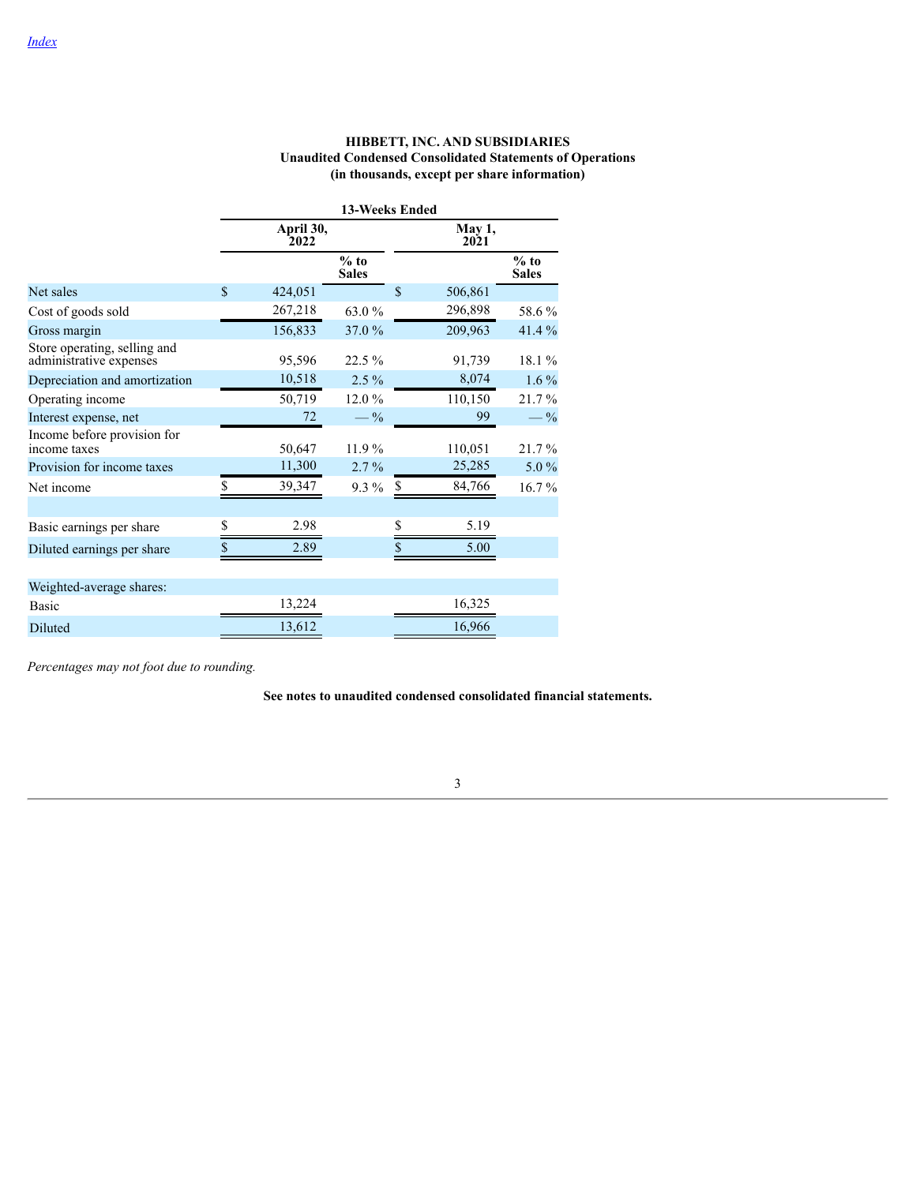**HIBBETT, INC. AND SUBSIDIARIES**
**Unaudited Condensed Consolidated Statements of Operations**
**(in thousands, except per share information)**

| | 13-Weeks Ended | | | |
|---|---|---|---|---|
| | April 30, 2022 | % to Sales | May 1, 2021 | % to Sales |
| Net sales | $ 424,051 | | $ 506,861 | |
| Cost of goods sold | 267,218 | 63.0 % | 296,898 | 58.6 % |
| Gross margin | 156,833 | 37.0 % | 209,963 | 41.4 % |
| Store operating, selling and administrative expenses | 95,596 | 22.5 % | 91,739 | 18.1 % |
| Depreciation and amortization | 10,518 | 2.5 % | 8,074 | 1.6 % |
| Operating income | 50,719 | 12.0 % | 110,150 | 21.7 % |
| Interest expense, net | 72 | — % | 99 | — % |
| Income before provision for income taxes | 50,647 | 11.9 % | 110,051 | 21.7 % |
| Provision for income taxes | 11,300 | 2.7 % | 25,285 | 5.0 % |
| Net income | $ 39,347 | 9.3 % | $ 84,766 | 16.7 % |
| | | | | |
| Basic earnings per share | $ 2.98 | | $ 5.19 | |
| Diluted earnings per share | $ 2.89 | | $ 5.00 | |
| | | | | |
| Weighted-average shares: | | | | |
| Basic | 13,224 | | 16,325 | |
| Diluted | 13,612 | | 16,966 | |

*Percentages may not foot due to rounding.*

**See notes to unaudited condensed consolidated financial statements.**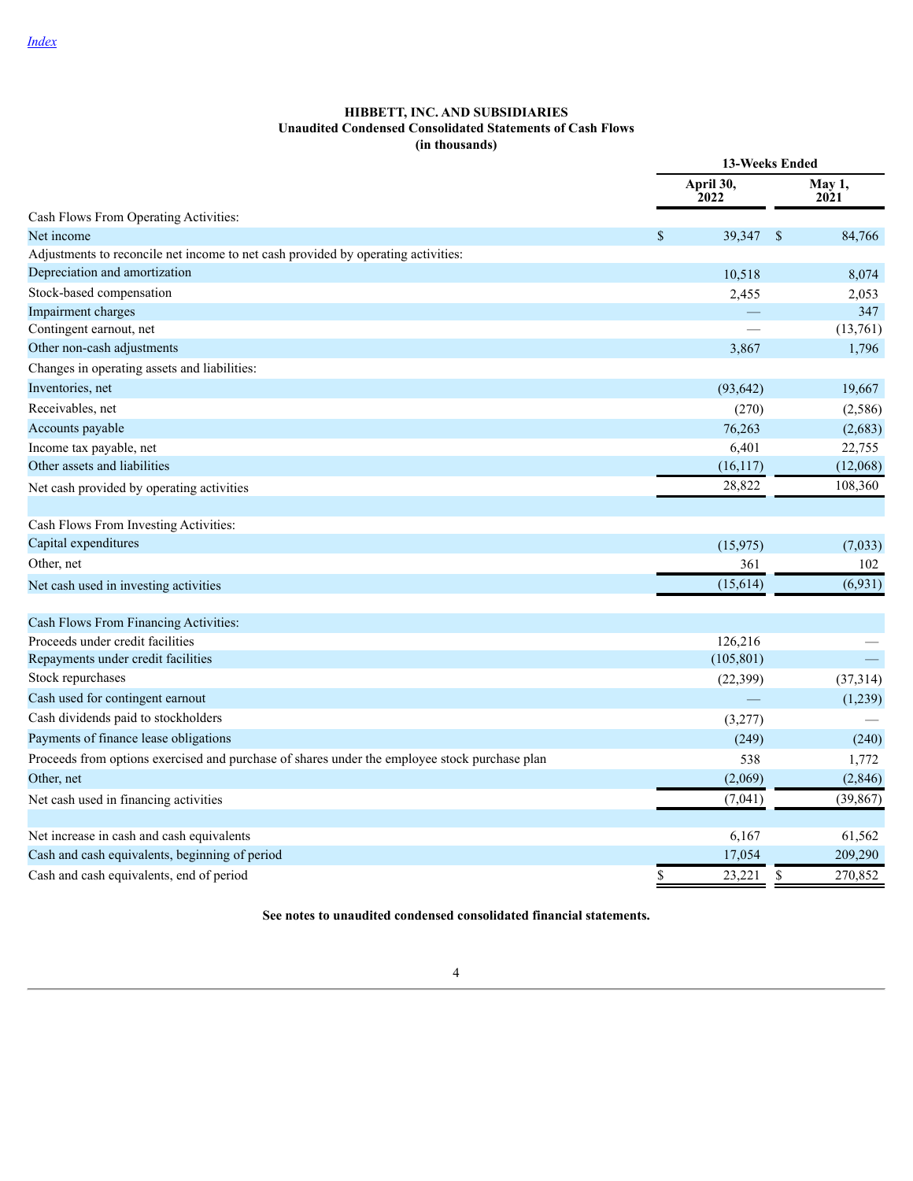[Index](#)

**HIBBETT, INC. AND SUBSIDIARIES**
**Unaudited Condensed Consolidated Statements of Cash Flows**
**(in thousands)**

| | 13-Weeks Ended | |
|---|---|---|
| | April 30, 2022 | May 1, 2021 |
| Cash Flows From Operating Activities: | | |
| Net income | $ 39,347 | $ 84,766 |
| Adjustments to reconcile net income to net cash provided by operating activities: | | |
| Depreciation and amortization | 10,518 | 8,074 |
| Stock-based compensation | 2,455 | 2,053 |
| Impairment charges | — | 347 |
| Contingent earnout, net | — | (13,761) |
| Other non-cash adjustments | 3,867 | 1,796 |
| Changes in operating assets and liabilities: | | |
| Inventories, net | (93,642) | 19,667 |
| Receivables, net | (270) | (2,586) |
| Accounts payable | 76,263 | (2,683) |
| Income tax payable, net | 6,401 | 22,755 |
| Other assets and liabilities | (16,117) | (12,068) |
| Net cash provided by operating activities | 28,822 | 108,360 |
| | | |
| Cash Flows From Investing Activities: | | |
| Capital expenditures | (15,975) | (7,033) |
| Other, net | 361 | 102 |
| Net cash used in investing activities | (15,614) | (6,931) |
| | | |
| Cash Flows From Financing Activities: | | |
| Proceeds under credit facilities | 126,216 | — |
| Repayments under credit facilities | (105,801) | — |
| Stock repurchases | (22,399) | (37,314) |
| Cash used for contingent earnout | — | (1,239) |
| Cash dividends paid to stockholders | (3,277) | — |
| Payments of finance lease obligations | (249) | (240) |
| Proceeds from options exercised and purchase of shares under the employee stock purchase plan | 538 | 1,772 |
| Other, net | (2,069) | (2,846) |
| Net cash used in financing activities | (7,041) | (39,867) |
| | | |
| Net increase in cash and cash equivalents | 6,167 | 61,562 |
| Cash and cash equivalents, beginning of period | 17,054 | 209,290 |
| Cash and cash equivalents, end of period | $ 23,221 | $ 270,852 |

**See notes to unaudited condensed consolidated financial statements.**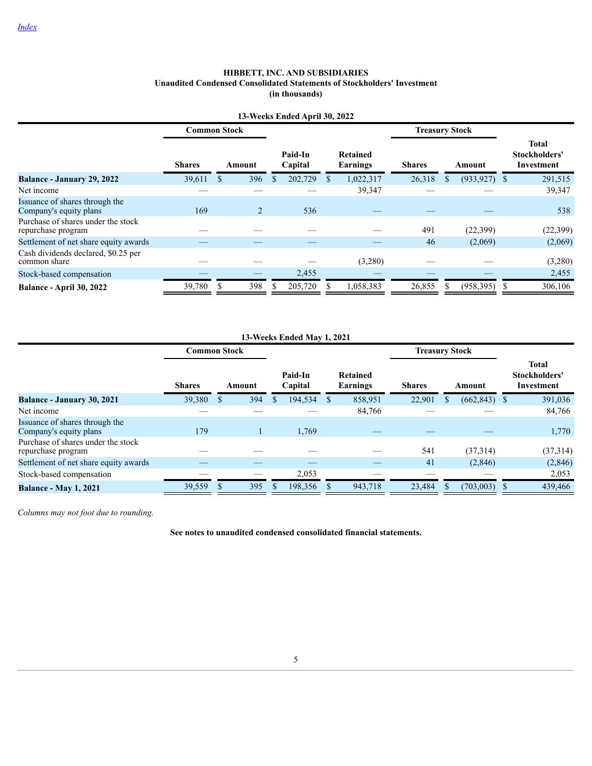[Index](#)

**HIBBETT, INC. AND SUBSIDIARIES**
**Unaudited Condensed Consolidated Statements of Stockholders' Investment**
**(in thousands)**

**13-Weeks Ended April 30, 2022**

| | Common Stock | | | | Treasury Stock | | |
|---|---|---|---|---|---|---|---|
| | Shares | Amount | Paid-In Capital | Retained Earnings | Shares | Amount | Total Stockholders' Investment |
| **Balance - January 29, 2022** | 39,611 | $ 396 | $ 202,729 | $ 1,022,317 | 26,318 | $ (933,927) | $ 291,515 |
| Net income | — | — | — | 39,347 | — | — | 39,347 |
| Issuance of shares through the Company's equity plans | 169 | 2 | 536 | — | — | — | 538 |
| Purchase of shares under the stock repurchase program | — | — | — | — | 491 | (22,399) | (22,399) |
| Settlement of net share equity awards | — | — | — | — | 46 | (2,069) | (2,069) |
| Cash dividends declared, $0.25 per common share | — | — | — | (3,280) | — | — | (3,280) |
| Stock-based compensation | — | — | 2,455 | — | — | — | 2,455 |
| **Balance - April 30, 2022** | 39,780 | $ 398 | $ 205,720 | $ 1,058,383 | 26,855 | $ (958,395) | $ 306,106 |

**13-Weeks Ended May 1, 2021**

| | Common Stock | | | | Treasury Stock | | |
|---|---|---|---|---|---|---|---|
| | Shares | Amount | Paid-In Capital | Retained Earnings | Shares | Amount | Total Stockholders' Investment |
| **Balance - January 30, 2021** | 39,380 | $ 394 | $ 194,534 | $ 858,951 | 22,901 | $ (662,843) | $ 391,036 |
| Net income | — | — | — | 84,766 | — | — | 84,766 |
| Issuance of shares through the Company's equity plans | 179 | 1 | 1,769 | — | — | — | 1,770 |
| Purchase of shares under the stock repurchase program | — | — | — | — | 541 | (37,314) | (37,314) |
| Settlement of net share equity awards | — | — | — | — | 41 | (2,846) | (2,846) |
| Stock-based compensation | — | — | 2,053 | — | — | — | 2,053 |
| **Balance - May 1, 2021** | 39,559 | $ 395 | $ 198,356 | $ 943,718 | 23,484 | $ (703,003) | $ 439,466 |

*Columns may not foot due to rounding.*

**See notes to unaudited condensed consolidated financial statements.**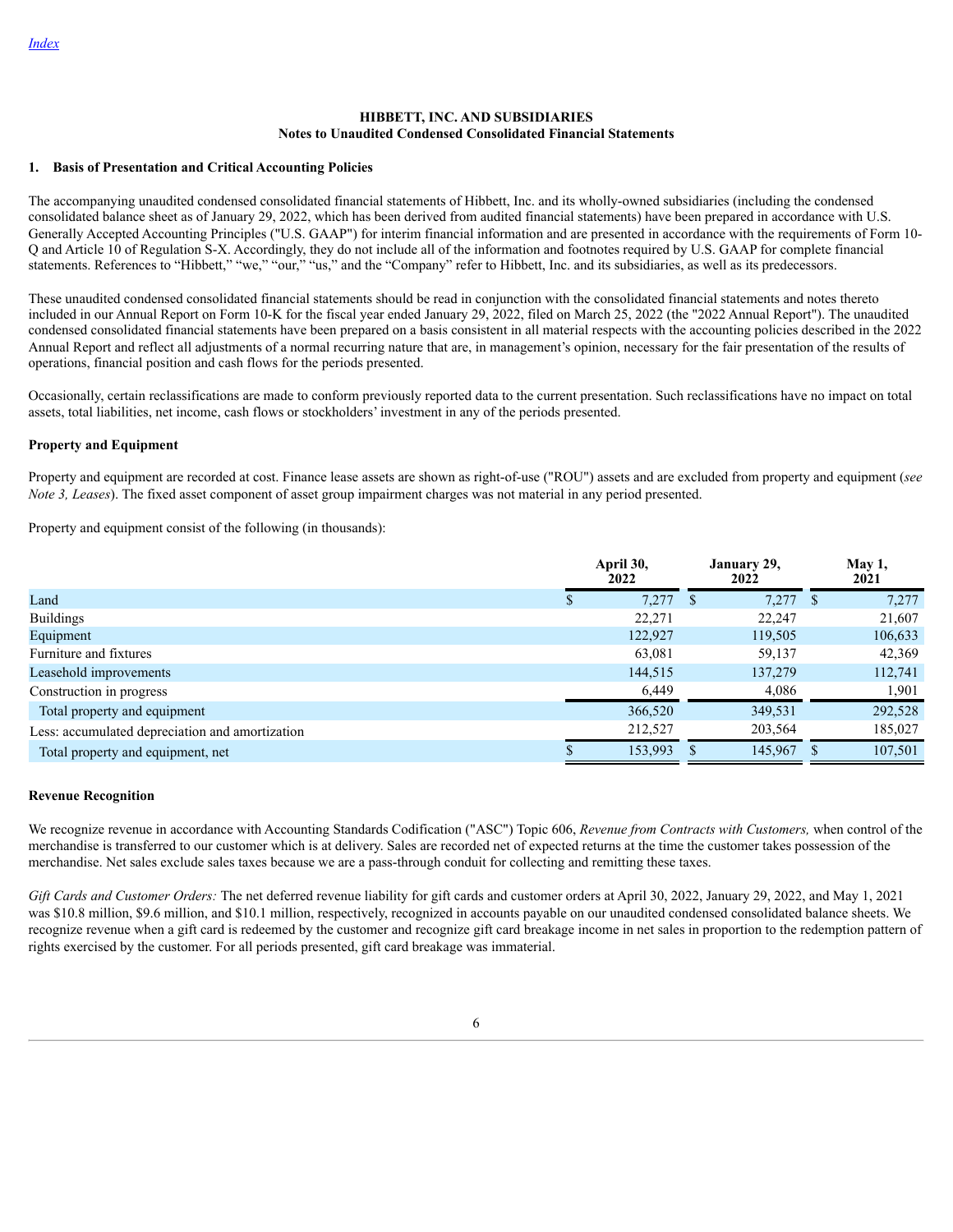[Index](#)

**HIBBETT, INC. AND SUBSIDIARIES**
**Notes to Unaudited Condensed Consolidated Financial Statements**

## 1. Basis of Presentation and Critical Accounting Policies

The accompanying unaudited condensed consolidated financial statements of Hibbett, Inc. and its wholly-owned subsidiaries (including the condensed consolidated balance sheet as of January 29, 2022, which has been derived from audited financial statements) have been prepared in accordance with U.S. Generally Accepted Accounting Principles ("U.S. GAAP") for interim financial information and are presented in accordance with the requirements of Form 10-Q and Article 10 of Regulation S-X. Accordingly, they do not include all of the information and footnotes required by U.S. GAAP for complete financial statements. References to "Hibbett," "we," "our," "us," and the "Company" refer to Hibbett, Inc. and its subsidiaries, as well as its predecessors.

These unaudited condensed consolidated financial statements should be read in conjunction with the consolidated financial statements and notes thereto included in our Annual Report on Form 10-K for the fiscal year ended January 29, 2022, filed on March 25, 2022 (the "2022 Annual Report"). The unaudited condensed consolidated financial statements have been prepared on a basis consistent in all material respects with the accounting policies described in the 2022 Annual Report and reflect all adjustments of a normal recurring nature that are, in management's opinion, necessary for the fair presentation of the results of operations, financial position and cash flows for the periods presented.

Occasionally, certain reclassifications are made to conform previously reported data to the current presentation. Such reclassifications have no impact on total assets, total liabilities, net income, cash flows or stockholders' investment in any of the periods presented.

### Property and Equipment

Property and equipment are recorded at cost. Finance lease assets are shown as right-of-use ("ROU") assets and are excluded from property and equipment (*see Note 3, Leases*). The fixed asset component of asset group impairment charges was not material in any period presented.

Property and equipment consist of the following (in thousands):

| | April 30, 2022 | January 29, 2022 | May 1, 2021 |
|---|---|---|---|
| Land | $ 7,277 | $ 7,277 | $ 7,277 |
| Buildings | 22,271 | 22,247 | 21,607 |
| Equipment | 122,927 | 119,505 | 106,633 |
| Furniture and fixtures | 63,081 | 59,137 | 42,369 |
| Leasehold improvements | 144,515 | 137,279 | 112,741 |
| Construction in progress | 6,449 | 4,086 | 1,901 |
| Total property and equipment | 366,520 | 349,531 | 292,528 |
| Less: accumulated depreciation and amortization | 212,527 | 203,564 | 185,027 |
| Total property and equipment, net | $ 153,993 | $ 145,967 | $ 107,501 |

### Revenue Recognition

We recognize revenue in accordance with Accounting Standards Codification ("ASC") Topic 606, *Revenue from Contracts with Customers,* when control of the merchandise is transferred to our customer which is at delivery. Sales are recorded net of expected returns at the time the customer takes possession of the merchandise. Net sales exclude sales taxes because we are a pass-through conduit for collecting and remitting these taxes.

*Gift Cards and Customer Orders:* The net deferred revenue liability for gift cards and customer orders at April 30, 2022, January 29, 2022, and May 1, 2021 was $10.8 million, $9.6 million, and $10.1 million, respectively, recognized in accounts payable on our unaudited condensed consolidated balance sheets. We recognize revenue when a gift card is redeemed by the customer and recognize gift card breakage income in net sales in proportion to the redemption pattern of rights exercised by the customer. For all periods presented, gift card breakage was immaterial.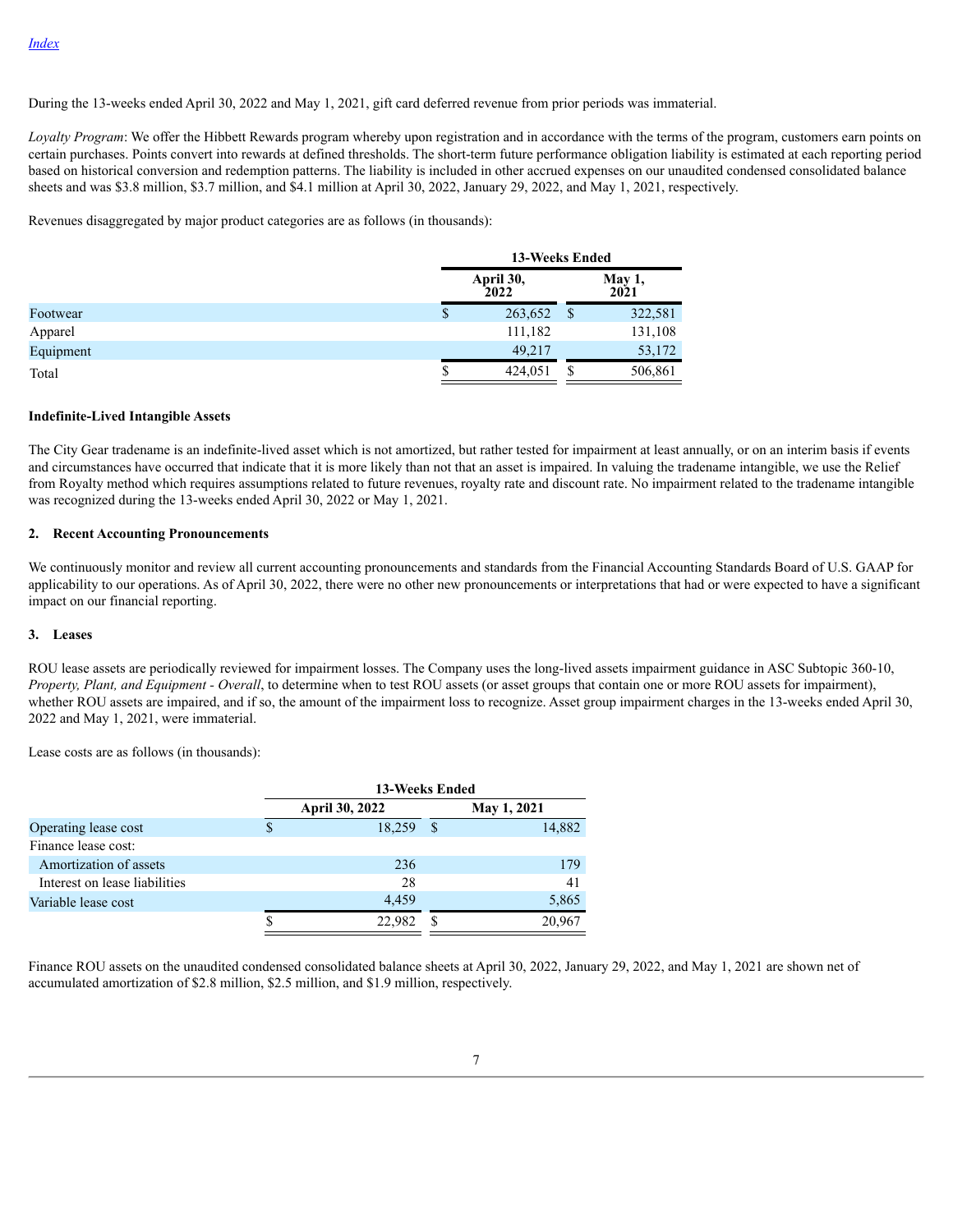[Index](#)

During the 13-weeks ended April 30, 2022 and May 1, 2021, gift card deferred revenue from prior periods was immaterial.

*Loyalty Program*: We offer the Hibbett Rewards program whereby upon registration and in accordance with the terms of the program, customers earn points on certain purchases. Points convert into rewards at defined thresholds. The short-term future performance obligation liability is estimated at each reporting period based on historical conversion and redemption patterns. The liability is included in other accrued expenses on our unaudited condensed consolidated balance sheets and was $3.8 million, $3.7 million, and $4.1 million at April 30, 2022, January 29, 2022, and May 1, 2021, respectively.

Revenues disaggregated by major product categories are as follows (in thousands):

| | 13-Weeks Ended | |
|---|---|---|
| | April 30, 2022 | May 1, 2021 |
| Footwear | $ 263,652 | $ 322,581 |
| Apparel | 111,182 | 131,108 |
| Equipment | 49,217 | 53,172 |
| Total | $ 424,051 | $ 506,861 |

**Indefinite-Lived Intangible Assets**

The City Gear tradename is an indefinite-lived asset which is not amortized, but rather tested for impairment at least annually, or on an interim basis if events and circumstances have occurred that indicate that it is more likely than not that an asset is impaired. In valuing the tradename intangible, we use the Relief from Royalty method which requires assumptions related to future revenues, royalty rate and discount rate. No impairment related to the tradename intangible was recognized during the 13-weeks ended April 30, 2022 or May 1, 2021.

## 2. Recent Accounting Pronouncements

We continuously monitor and review all current accounting pronouncements and standards from the Financial Accounting Standards Board of U.S. GAAP for applicability to our operations. As of April 30, 2022, there were no other new pronouncements or interpretations that had or were expected to have a significant impact on our financial reporting.

## 3. Leases

ROU lease assets are periodically reviewed for impairment losses. The Company uses the long-lived assets impairment guidance in ASC Subtopic 360-10, *Property, Plant, and Equipment - Overall*, to determine when to test ROU assets (or asset groups that contain one or more ROU assets for impairment), whether ROU assets are impaired, and if so, the amount of the impairment loss to recognize. Asset group impairment charges in the 13-weeks ended April 30, 2022 and May 1, 2021, were immaterial.

Lease costs are as follows (in thousands):

| | 13-Weeks Ended | |
|---|---|---|
| | April 30, 2022 | May 1, 2021 |
| Operating lease cost | $ 18,259 | $ 14,882 |
| Finance lease cost: | | |
| Amortization of assets | 236 | 179 |
| Interest on lease liabilities | 28 | 41 |
| Variable lease cost | 4,459 | 5,865 |
| | $ 22,982 | $ 20,967 |

Finance ROU assets on the unaudited condensed consolidated balance sheets at April 30, 2022, January 29, 2022, and May 1, 2021 are shown net of accumulated amortization of $2.8 million, $2.5 million, and $1.9 million, respectively.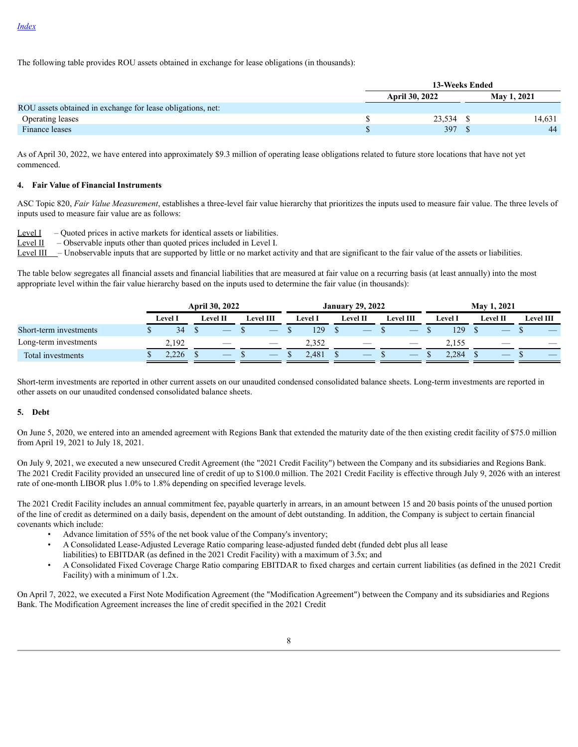[Index](#)

The following table provides ROU assets obtained in exchange for lease obligations (in thousands):

| | 13-Weeks Ended | |
|---|---|---|
| | April 30, 2022 | May 1, 2021 |
| ROU assets obtained in exchange for lease obligations, net: | | |
| Operating leases | $ 23,534 | $ 14,631 |
| Finance leases | $ 397 | $ 44 |

As of April 30, 2022, we have entered into approximately $9.3 million of operating lease obligations related to future store locations that have not yet commenced.

**4. Fair Value of Financial Instruments**

ASC Topic 820, *Fair Value Measurement*, establishes a three-level fair value hierarchy that prioritizes the inputs used to measure fair value. The three levels of inputs used to measure fair value are as follows:

Level I – Quoted prices in active markets for identical assets or liabilities.
Level II – Observable inputs other than quoted prices included in Level I.
Level III – Unobservable inputs that are supported by little or no market activity and that are significant to the fair value of the assets or liabilities.

The table below segregates all financial assets and financial liabilities that are measured at fair value on a recurring basis (at least annually) into the most appropriate level within the fair value hierarchy based on the inputs used to determine the fair value (in thousands):

| | April 30, 2022 | | | January 29, 2022 | | | May 1, 2021 | | |
|---|---|---|---|---|---|---|---|---|---|
| | Level I | Level II | Level III | Level I | Level II | Level III | Level I | Level II | Level III |
| Short-term investments | $ 34 | $ — | $ — | $ 129 | $ — | $ — | $ 129 | $ — | $ — |
| Long-term investments | 2,192 | — | — | 2,352 | — | — | 2,155 | — | — |
| Total investments | $ 2,226 | $ — | $ — | $ 2,481 | $ — | $ — | $ 2,284 | $ — | $ — |

Short-term investments are reported in other current assets on our unaudited condensed consolidated balance sheets. Long-term investments are reported in other assets on our unaudited condensed consolidated balance sheets.

**5. Debt**

On June 5, 2020, we entered into an amended agreement with Regions Bank that extended the maturity date of the then existing credit facility of $75.0 million from April 19, 2021 to July 18, 2021.

On July 9, 2021, we executed a new unsecured Credit Agreement (the "2021 Credit Facility") between the Company and its subsidiaries and Regions Bank. The 2021 Credit Facility provided an unsecured line of credit of up to $100.0 million. The 2021 Credit Facility is effective through July 9, 2026 with an interest rate of one-month LIBOR plus 1.0% to 1.8% depending on specified leverage levels.

The 2021 Credit Facility includes an annual commitment fee, payable quarterly in arrears, in an amount between 15 and 20 basis points of the unused portion of the line of credit as determined on a daily basis, dependent on the amount of debt outstanding. In addition, the Company is subject to certain financial covenants which include:

- Advance limitation of 55% of the net book value of the Company's inventory;
- A Consolidated Lease-Adjusted Leverage Ratio comparing lease-adjusted funded debt (funded debt plus all lease liabilities) to EBITDAR (as defined in the 2021 Credit Facility) with a maximum of 3.5x; and
- A Consolidated Fixed Coverage Charge Ratio comparing EBITDAR to fixed charges and certain current liabilities (as defined in the 2021 Credit Facility) with a minimum of 1.2x.

On April 7, 2022, we executed a First Note Modification Agreement (the "Modification Agreement") between the Company and its subsidiaries and Regions Bank. The Modification Agreement increases the line of credit specified in the 2021 Credit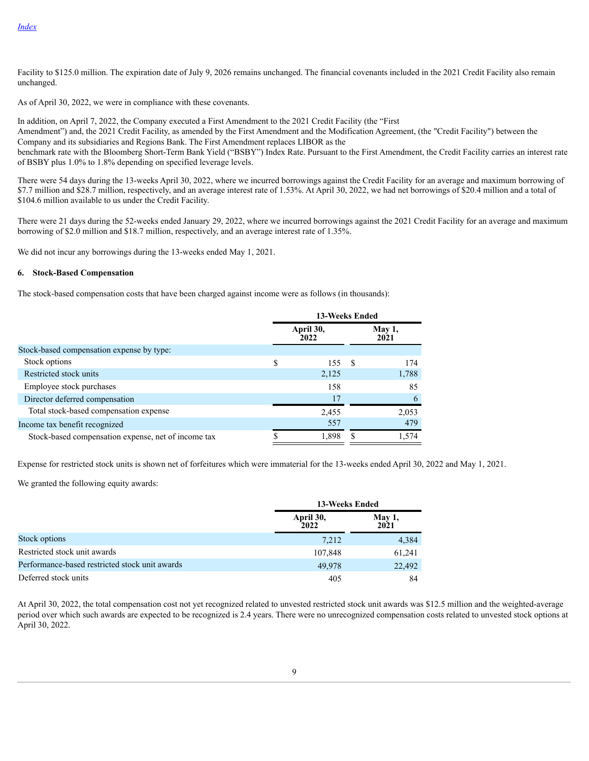Facility to $125.0 million. The expiration date of July 9, 2026 remains unchanged. The financial covenants included in the 2021 Credit Facility also remain unchanged.

As of April 30, 2022, we were in compliance with these covenants.

In addition, on April 7, 2022, the Company executed a First Amendment to the 2021 Credit Facility (the "First Amendment") and, the 2021 Credit Facility, as amended by the First Amendment and the Modification Agreement, (the "Credit Facility") between the Company and its subsidiaries and Regions Bank. The First Amendment replaces LIBOR as the benchmark rate with the Bloomberg Short-Term Bank Yield ("BSBY") Index Rate. Pursuant to the First Amendment, the Credit Facility carries an interest rate of BSBY plus 1.0% to 1.8% depending on specified leverage levels.

There were 54 days during the 13-weeks April 30, 2022, where we incurred borrowings against the Credit Facility for an average and maximum borrowing of $7.7 million and $28.7 million, respectively, and an average interest rate of 1.53%. At April 30, 2022, we had net borrowings of $20.4 million and a total of $104.6 million available to us under the Credit Facility.

There were 21 days during the 52-weeks ended January 29, 2022, where we incurred borrowings against the 2021 Credit Facility for an average and maximum borrowing of $2.0 million and $18.7 million, respectively, and an average interest rate of 1.35%.

We did not incur any borrowings during the 13-weeks ended May 1, 2021.

**6. Stock-Based Compensation**

The stock-based compensation costs that have been charged against income were as follows (in thousands):

| | 13-Weeks Ended | |
|---|---|---|
| | April 30, 2022 | May 1, 2021 |
| Stock-based compensation expense by type: | | |
| Stock options | $ 155 | $ 174 |
| Restricted stock units | 2,125 | 1,788 |
| Employee stock purchases | 158 | 85 |
| Director deferred compensation | 17 | 6 |
| Total stock-based compensation expense | 2,455 | 2,053 |
| Income tax benefit recognized | 557 | 479 |
| Stock-based compensation expense, net of income tax | $ 1,898 | $ 1,574 |

Expense for restricted stock units is shown net of forfeitures which were immaterial for the 13-weeks ended April 30, 2022 and May 1, 2021.

We granted the following equity awards:

| | 13-Weeks Ended | |
|---|---|---|
| | April 30, 2022 | May 1, 2021 |
| Stock options | 7,212 | 4,384 |
| Restricted stock unit awards | 107,848 | 61,241 |
| Performance-based restricted stock unit awards | 49,978 | 22,492 |
| Deferred stock units | 405 | 84 |

At April 30, 2022, the total compensation cost not yet recognized related to unvested restricted stock unit awards was $12.5 million and the weighted-average period over which such awards are expected to be recognized is 2.4 years. There were no unrecognized compensation costs related to unvested stock options at April 30, 2022.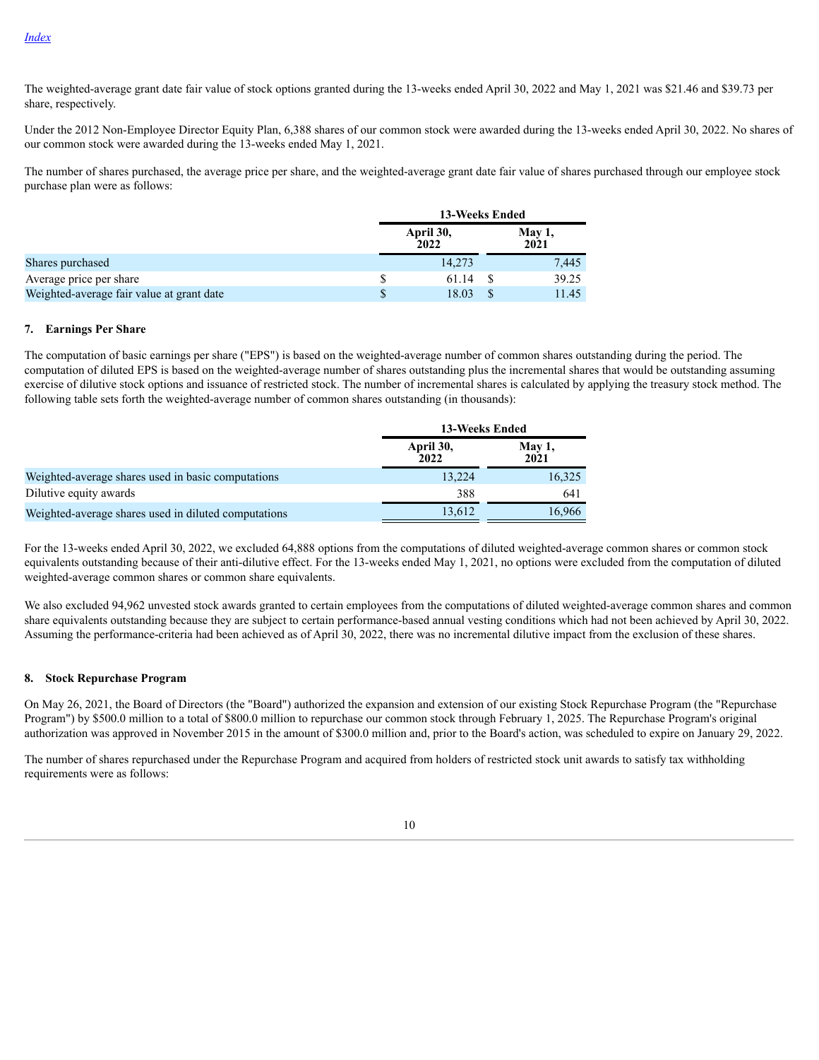The weighted-average grant date fair value of stock options granted during the 13-weeks ended April 30, 2022 and May 1, 2021 was $21.46 and $39.73 per share, respectively.

Under the 2012 Non-Employee Director Equity Plan, 6,388 shares of our common stock were awarded during the 13-weeks ended April 30, 2022. No shares of our common stock were awarded during the 13-weeks ended May 1, 2021.

The number of shares purchased, the average price per share, and the weighted-average grant date fair value of shares purchased through our employee stock purchase plan were as follows:

| | 13-Weeks Ended | |
|---|---|---|
| | April 30, 2022 | May 1, 2021 |
| Shares purchased | 14,273 | 7,445 |
| Average price per share | $ 61.14 | $ 39.25 |
| Weighted-average fair value at grant date | $ 18.03 | $ 11.45 |

## 7. Earnings Per Share

The computation of basic earnings per share ("EPS") is based on the weighted-average number of common shares outstanding during the period. The computation of diluted EPS is based on the weighted-average number of shares outstanding plus the incremental shares that would be outstanding assuming exercise of dilutive stock options and issuance of restricted stock. The number of incremental shares is calculated by applying the treasury stock method. The following table sets forth the weighted-average number of common shares outstanding (in thousands):

| | 13-Weeks Ended | |
|---|---|---|
| | April 30, 2022 | May 1, 2021 |
| Weighted-average shares used in basic computations | 13,224 | 16,325 |
| Dilutive equity awards | 388 | 641 |
| Weighted-average shares used in diluted computations | 13,612 | 16,966 |

For the 13-weeks ended April 30, 2022, we excluded 64,888 options from the computations of diluted weighted-average common shares or common stock equivalents outstanding because of their anti-dilutive effect. For the 13-weeks ended May 1, 2021, no options were excluded from the computation of diluted weighted-average common shares or common share equivalents.

We also excluded 94,962 unvested stock awards granted to certain employees from the computations of diluted weighted-average common shares and common share equivalents outstanding because they are subject to certain performance-based annual vesting conditions which had not been achieved by April 30, 2022. Assuming the performance-criteria had been achieved as of April 30, 2022, there was no incremental dilutive impact from the exclusion of these shares.

## 8. Stock Repurchase Program

On May 26, 2021, the Board of Directors (the "Board") authorized the expansion and extension of our existing Stock Repurchase Program (the "Repurchase Program") by $500.0 million to a total of $800.0 million to repurchase our common stock through February 1, 2025. The Repurchase Program's original authorization was approved in November 2015 in the amount of $300.0 million and, prior to the Board's action, was scheduled to expire on January 29, 2022.

The number of shares repurchased under the Repurchase Program and acquired from holders of restricted stock unit awards to satisfy tax withholding requirements were as follows: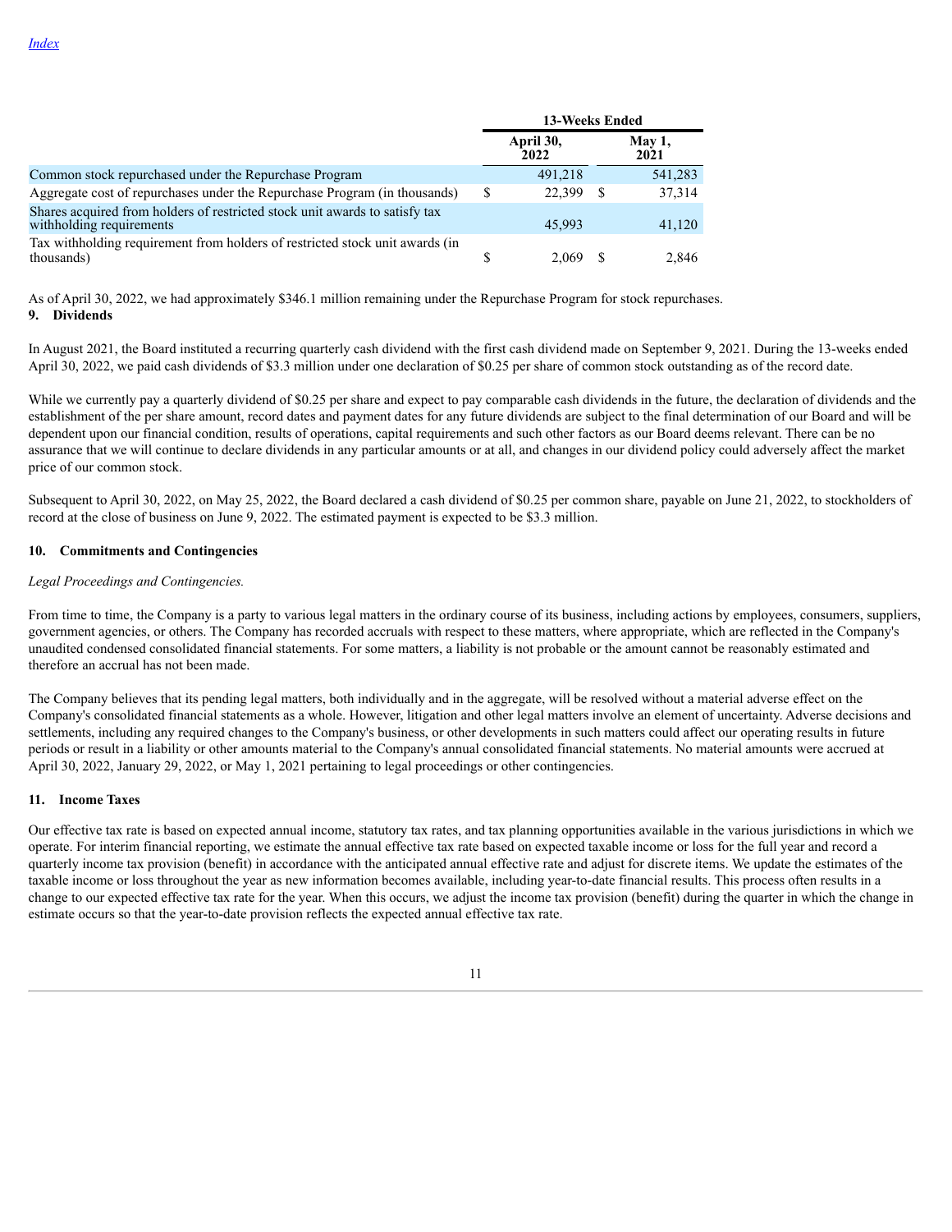[Index](#)

| | 13-Weeks Ended | |
|---|---|---|
| | April 30, 2022 | May 1, 2021 |
| Common stock repurchased under the Repurchase Program | 491,218 | 541,283 |
| Aggregate cost of repurchases under the Repurchase Program (in thousands) | $ 22,399 | $ 37,314 |
| Shares acquired from holders of restricted stock unit awards to satisfy tax withholding requirements | 45,993 | 41,120 |
| Tax withholding requirement from holders of restricted stock unit awards (in thousands) | $ 2,069 | $ 2,846 |

As of April 30, 2022, we had approximately $346.1 million remaining under the Repurchase Program for stock repurchases.

## 9. Dividends

In August 2021, the Board instituted a recurring quarterly cash dividend with the first cash dividend made on September 9, 2021. During the 13-weeks ended April 30, 2022, we paid cash dividends of $3.3 million under one declaration of $0.25 per share of common stock outstanding as of the record date.

While we currently pay a quarterly dividend of $0.25 per share and expect to pay comparable cash dividends in the future, the declaration of dividends and the establishment of the per share amount, record dates and payment dates for any future dividends are subject to the final determination of our Board and will be dependent upon our financial condition, results of operations, capital requirements and such other factors as our Board deems relevant. There can be no assurance that we will continue to declare dividends in any particular amounts or at all, and changes in our dividend policy could adversely affect the market price of our common stock.

Subsequent to April 30, 2022, on May 25, 2022, the Board declared a cash dividend of $0.25 per common share, payable on June 21, 2022, to stockholders of record at the close of business on June 9, 2022. The estimated payment is expected to be $3.3 million.

## 10. Commitments and Contingencies

*Legal Proceedings and Contingencies.*

From time to time, the Company is a party to various legal matters in the ordinary course of its business, including actions by employees, consumers, suppliers, government agencies, or others. The Company has recorded accruals with respect to these matters, where appropriate, which are reflected in the Company's unaudited condensed consolidated financial statements. For some matters, a liability is not probable or the amount cannot be reasonably estimated and therefore an accrual has not been made.

The Company believes that its pending legal matters, both individually and in the aggregate, will be resolved without a material adverse effect on the Company's consolidated financial statements as a whole. However, litigation and other legal matters involve an element of uncertainty. Adverse decisions and settlements, including any required changes to the Company's business, or other developments in such matters could affect our operating results in future periods or result in a liability or other amounts material to the Company's annual consolidated financial statements. No material amounts were accrued at April 30, 2022, January 29, 2022, or May 1, 2021 pertaining to legal proceedings or other contingencies.

## 11. Income Taxes

Our effective tax rate is based on expected annual income, statutory tax rates, and tax planning opportunities available in the various jurisdictions in which we operate. For interim financial reporting, we estimate the annual effective tax rate based on expected taxable income or loss for the full year and record a quarterly income tax provision (benefit) in accordance with the anticipated annual effective rate and adjust for discrete items. We update the estimates of the taxable income or loss throughout the year as new information becomes available, including year-to-date financial results. This process often results in a change to our expected effective tax rate for the year. When this occurs, we adjust the income tax provision (benefit) during the quarter in which the change in estimate occurs so that the year-to-date provision reflects the expected annual effective tax rate.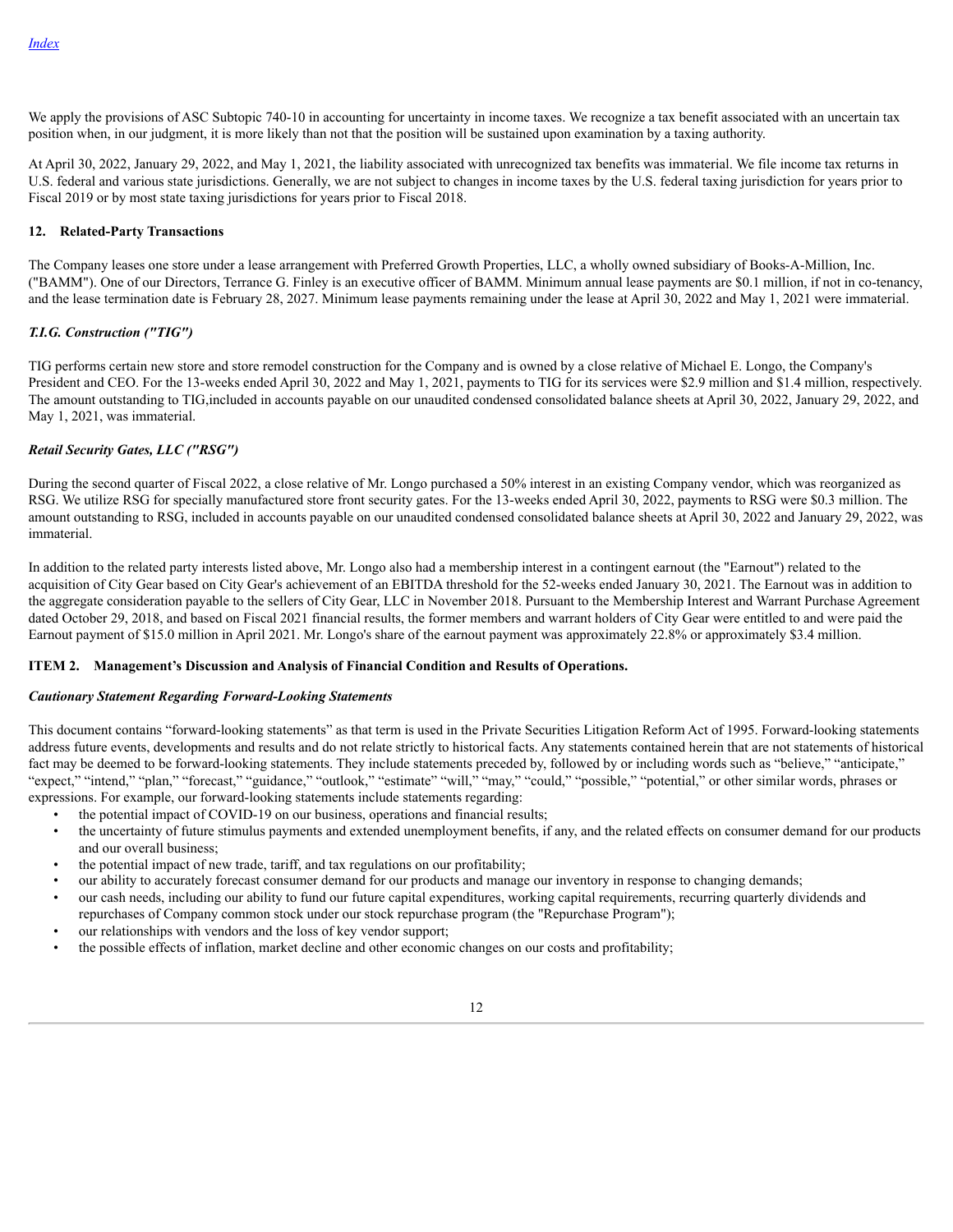We apply the provisions of ASC Subtopic 740-10 in accounting for uncertainty in income taxes. We recognize a tax benefit associated with an uncertain tax position when, in our judgment, it is more likely than not that the position will be sustained upon examination by a taxing authority.

At April 30, 2022, January 29, 2022, and May 1, 2021, the liability associated with unrecognized tax benefits was immaterial. We file income tax returns in U.S. federal and various state jurisdictions. Generally, we are not subject to changes in income taxes by the U.S. federal taxing jurisdiction for years prior to Fiscal 2019 or by most state taxing jurisdictions for years prior to Fiscal 2018.

**12. Related-Party Transactions**

The Company leases one store under a lease arrangement with Preferred Growth Properties, LLC, a wholly owned subsidiary of Books-A-Million, Inc. ("BAMM"). One of our Directors, Terrance G. Finley is an executive officer of BAMM. Minimum annual lease payments are $0.1 million, if not in co-tenancy, and the lease termination date is February 28, 2027. Minimum lease payments remaining under the lease at April 30, 2022 and May 1, 2021 were immaterial.

***T.I.G. Construction ("TIG")***

TIG performs certain new store and store remodel construction for the Company and is owned by a close relative of Michael E. Longo, the Company's President and CEO. For the 13-weeks ended April 30, 2022 and May 1, 2021, payments to TIG for its services were $2.9 million and $1.4 million, respectively. The amount outstanding to TIG,included in accounts payable on our unaudited condensed consolidated balance sheets at April 30, 2022, January 29, 2022, and May 1, 2021, was immaterial.

***Retail Security Gates, LLC ("RSG")***

During the second quarter of Fiscal 2022, a close relative of Mr. Longo purchased a 50% interest in an existing Company vendor, which was reorganized as RSG. We utilize RSG for specially manufactured store front security gates. For the 13-weeks ended April 30, 2022, payments to RSG were $0.3 million. The amount outstanding to RSG, included in accounts payable on our unaudited condensed consolidated balance sheets at April 30, 2022 and January 29, 2022, was immaterial.

In addition to the related party interests listed above, Mr. Longo also had a membership interest in a contingent earnout (the "Earnout") related to the acquisition of City Gear based on City Gear's achievement of an EBITDA threshold for the 52-weeks ended January 30, 2021. The Earnout was in addition to the aggregate consideration payable to the sellers of City Gear, LLC in November 2018. Pursuant to the Membership Interest and Warrant Purchase Agreement dated October 29, 2018, and based on Fiscal 2021 financial results, the former members and warrant holders of City Gear were entitled to and were paid the Earnout payment of $15.0 million in April 2021. Mr. Longo's share of the earnout payment was approximately 22.8% or approximately $3.4 million.

## ITEM 2. Management's Discussion and Analysis of Financial Condition and Results of Operations.

***Cautionary Statement Regarding Forward-Looking Statements***

This document contains "forward-looking statements" as that term is used in the Private Securities Litigation Reform Act of 1995. Forward-looking statements address future events, developments and results and do not relate strictly to historical facts. Any statements contained herein that are not statements of historical fact may be deemed to be forward-looking statements. They include statements preceded by, followed by or including words such as "believe," "anticipate," "expect," "intend," "plan," "forecast," "guidance," "outlook," "estimate" "will," "may," "could," "possible," "potential," or other similar words, phrases or expressions. For example, our forward-looking statements include statements regarding:

- the potential impact of COVID-19 on our business, operations and financial results;
- the uncertainty of future stimulus payments and extended unemployment benefits, if any, and the related effects on consumer demand for our products and our overall business;
- the potential impact of new trade, tariff, and tax regulations on our profitability;
- our ability to accurately forecast consumer demand for our products and manage our inventory in response to changing demands;
- our cash needs, including our ability to fund our future capital expenditures, working capital requirements, recurring quarterly dividends and repurchases of Company common stock under our stock repurchase program (the "Repurchase Program");
- our relationships with vendors and the loss of key vendor support;
- the possible effects of inflation, market decline and other economic changes on our costs and profitability;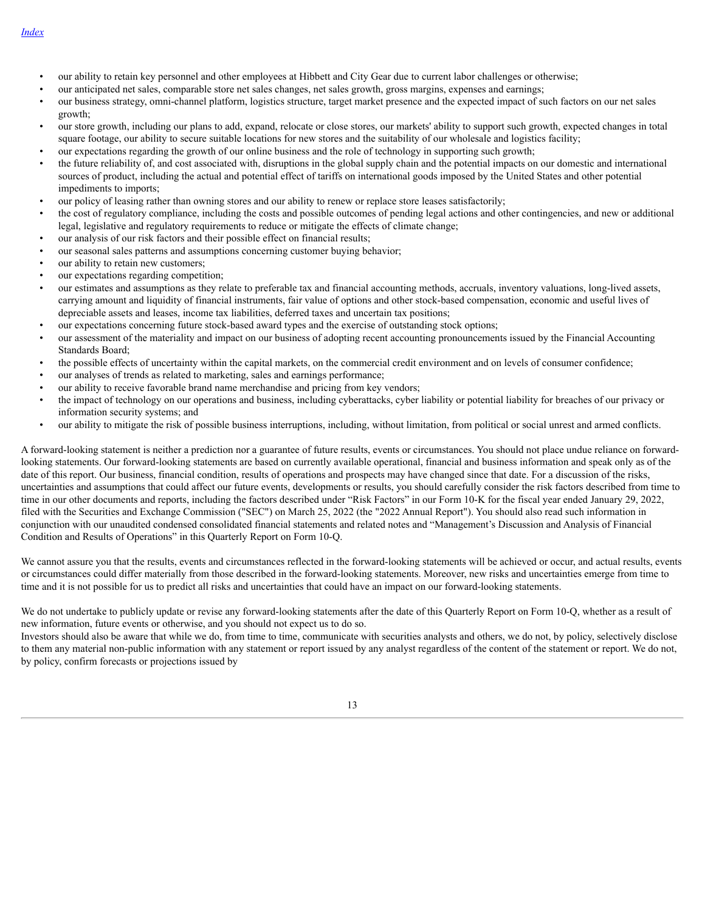- our ability to retain key personnel and other employees at Hibbett and City Gear due to current labor challenges or otherwise;
- our anticipated net sales, comparable store net sales changes, net sales growth, gross margins, expenses and earnings;
- our business strategy, omni-channel platform, logistics structure, target market presence and the expected impact of such factors on our net sales growth;
- our store growth, including our plans to add, expand, relocate or close stores, our markets' ability to support such growth, expected changes in total square footage, our ability to secure suitable locations for new stores and the suitability of our wholesale and logistics facility;
- our expectations regarding the growth of our online business and the role of technology in supporting such growth;
- the future reliability of, and cost associated with, disruptions in the global supply chain and the potential impacts on our domestic and international sources of product, including the actual and potential effect of tariffs on international goods imposed by the United States and other potential impediments to imports;
- our policy of leasing rather than owning stores and our ability to renew or replace store leases satisfactorily;
- the cost of regulatory compliance, including the costs and possible outcomes of pending legal actions and other contingencies, and new or additional legal, legislative and regulatory requirements to reduce or mitigate the effects of climate change;
- our analysis of our risk factors and their possible effect on financial results;
- our seasonal sales patterns and assumptions concerning customer buying behavior;
- our ability to retain new customers;
- our expectations regarding competition;
- our estimates and assumptions as they relate to preferable tax and financial accounting methods, accruals, inventory valuations, long-lived assets, carrying amount and liquidity of financial instruments, fair value of options and other stock-based compensation, economic and useful lives of depreciable assets and leases, income tax liabilities, deferred taxes and uncertain tax positions;
- our expectations concerning future stock-based award types and the exercise of outstanding stock options;
- our assessment of the materiality and impact on our business of adopting recent accounting pronouncements issued by the Financial Accounting Standards Board;
- the possible effects of uncertainty within the capital markets, on the commercial credit environment and on levels of consumer confidence;
- our analyses of trends as related to marketing, sales and earnings performance;
- our ability to receive favorable brand name merchandise and pricing from key vendors;
- the impact of technology on our operations and business, including cyberattacks, cyber liability or potential liability for breaches of our privacy or information security systems; and
- our ability to mitigate the risk of possible business interruptions, including, without limitation, from political or social unrest and armed conflicts.

A forward-looking statement is neither a prediction nor a guarantee of future results, events or circumstances. You should not place undue reliance on forward-looking statements. Our forward-looking statements are based on currently available operational, financial and business information and speak only as of the date of this report. Our business, financial condition, results of operations and prospects may have changed since that date. For a discussion of the risks, uncertainties and assumptions that could affect our future events, developments or results, you should carefully consider the risk factors described from time to time in our other documents and reports, including the factors described under "Risk Factors" in our Form 10-K for the fiscal year ended January 29, 2022, filed with the Securities and Exchange Commission ("SEC") on March 25, 2022 (the "2022 Annual Report"). You should also read such information in conjunction with our unaudited condensed consolidated financial statements and related notes and "Management's Discussion and Analysis of Financial Condition and Results of Operations" in this Quarterly Report on Form 10-Q.

We cannot assure you that the results, events and circumstances reflected in the forward-looking statements will be achieved or occur, and actual results, events or circumstances could differ materially from those described in the forward-looking statements. Moreover, new risks and uncertainties emerge from time to time and it is not possible for us to predict all risks and uncertainties that could have an impact on our forward-looking statements.

We do not undertake to publicly update or revise any forward-looking statements after the date of this Quarterly Report on Form 10-Q, whether as a result of new information, future events or otherwise, and you should not expect us to do so.
Investors should also be aware that while we do, from time to time, communicate with securities analysts and others, we do not, by policy, selectively disclose to them any material non-public information with any statement or report issued by any analyst regardless of the content of the statement or report. We do not, by policy, confirm forecasts or projections issued by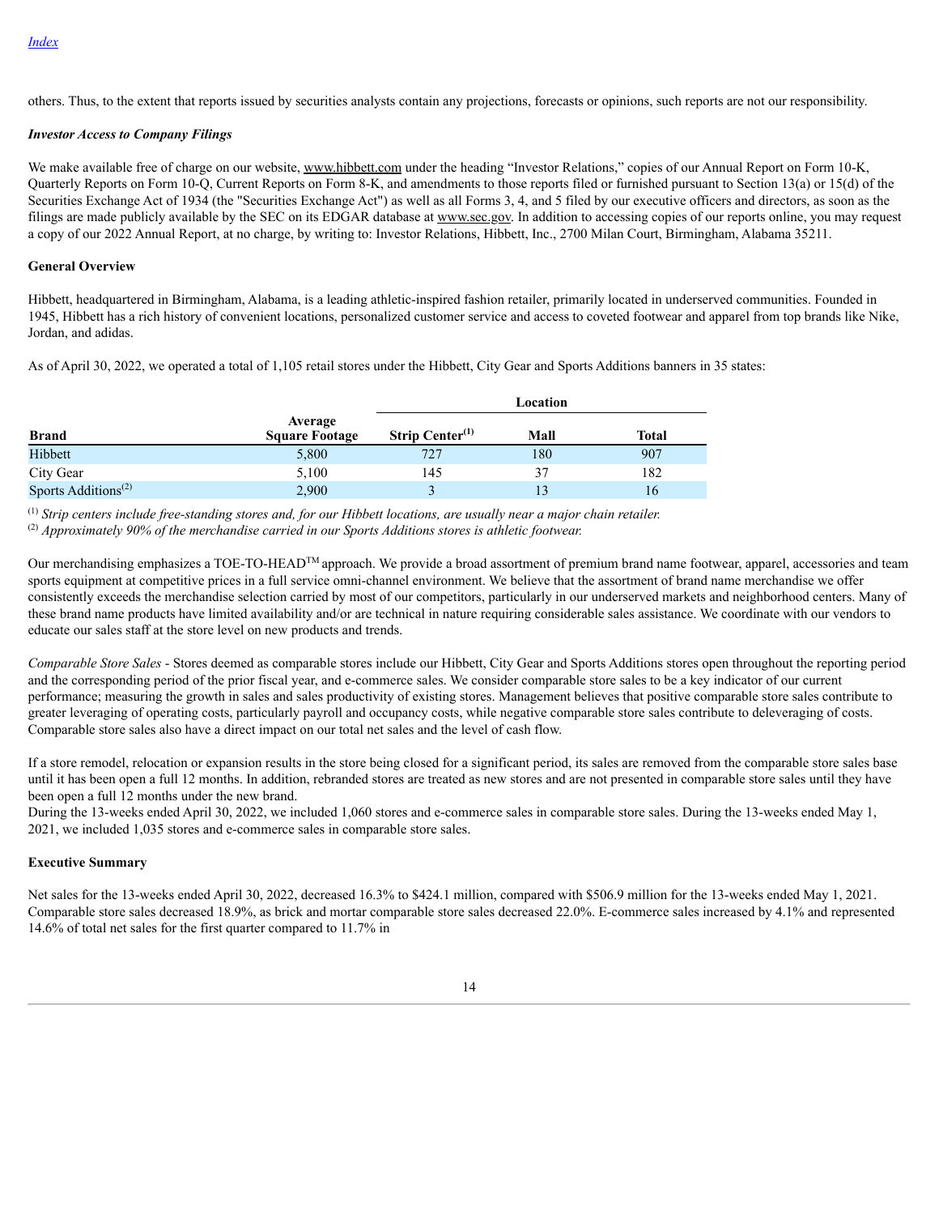others. Thus, to the extent that reports issued by securities analysts contain any projections, forecasts or opinions, such reports are not our responsibility.

***Investor Access to Company Filings***

We make available free of charge on our website, www.hibbett.com under the heading "Investor Relations," copies of our Annual Report on Form 10-K, Quarterly Reports on Form 10-Q, Current Reports on Form 8-K, and amendments to those reports filed or furnished pursuant to Section 13(a) or 15(d) of the Securities Exchange Act of 1934 (the "Securities Exchange Act") as well as all Forms 3, 4, and 5 filed by our executive officers and directors, as soon as the filings are made publicly available by the SEC on its EDGAR database at www.sec.gov. In addition to accessing copies of our reports online, you may request a copy of our 2022 Annual Report, at no charge, by writing to: Investor Relations, Hibbett, Inc., 2700 Milan Court, Birmingham, Alabama 35211.

**General Overview**

Hibbett, headquartered in Birmingham, Alabama, is a leading athletic-inspired fashion retailer, primarily located in underserved communities. Founded in 1945, Hibbett has a rich history of convenient locations, personalized customer service and access to coveted footwear and apparel from top brands like Nike, Jordan, and adidas.

As of April 30, 2022, we operated a total of 1,105 retail stores under the Hibbett, City Gear and Sports Additions banners in 35 states:

| | | Location | | |
|---|---|---|---|---|
| **Brand** | **Average Square Footage** | **Strip Center[(1)]** | **Mall** | **Total** |
| Hibbett | 5,800 | 727 | 180 | 907 |
| City Gear | 5,100 | 145 | 37 | 182 |
| Sports Additions[(2)] | 2,900 | 3 | 13 | 16 |

[(1)] *Strip centers include free-standing stores and, for our Hibbett locations, are usually near a major chain retailer.*

[(2)] *Approximately 90% of the merchandise carried in our Sports Additions stores is athletic footwear.*

Our merchandising emphasizes a TOE-TO-HEAD™ approach. We provide a broad assortment of premium brand name footwear, apparel, accessories and team sports equipment at competitive prices in a full service omni-channel environment. We believe that the assortment of brand name merchandise we offer consistently exceeds the merchandise selection carried by most of our competitors, particularly in our underserved markets and neighborhood centers. Many of these brand name products have limited availability and/or are technical in nature requiring considerable sales assistance. We coordinate with our vendors to educate our sales staff at the store level on new products and trends.

*Comparable Store Sales* - Stores deemed as comparable stores include our Hibbett, City Gear and Sports Additions stores open throughout the reporting period and the corresponding period of the prior fiscal year, and e-commerce sales. We consider comparable store sales to be a key indicator of our current performance; measuring the growth in sales and sales productivity of existing stores. Management believes that positive comparable store sales contribute to greater leveraging of operating costs, particularly payroll and occupancy costs, while negative comparable store sales contribute to deleveraging of costs. Comparable store sales also have a direct impact on our total net sales and the level of cash flow.

If a store remodel, relocation or expansion results in the store being closed for a significant period, its sales are removed from the comparable store sales base until it has been open a full 12 months. In addition, rebranded stores are treated as new stores and are not presented in comparable store sales until they have been open a full 12 months under the new brand.
During the 13-weeks ended April 30, 2022, we included 1,060 stores and e-commerce sales in comparable store sales. During the 13-weeks ended May 1, 2021, we included 1,035 stores and e-commerce sales in comparable store sales.

**Executive Summary**

Net sales for the 13-weeks ended April 30, 2022, decreased 16.3% to $424.1 million, compared with $506.9 million for the 13-weeks ended May 1, 2021. Comparable store sales decreased 18.9%, as brick and mortar comparable store sales decreased 22.0%. E-commerce sales increased by 4.1% and represented 14.6% of total net sales for the first quarter compared to 11.7% in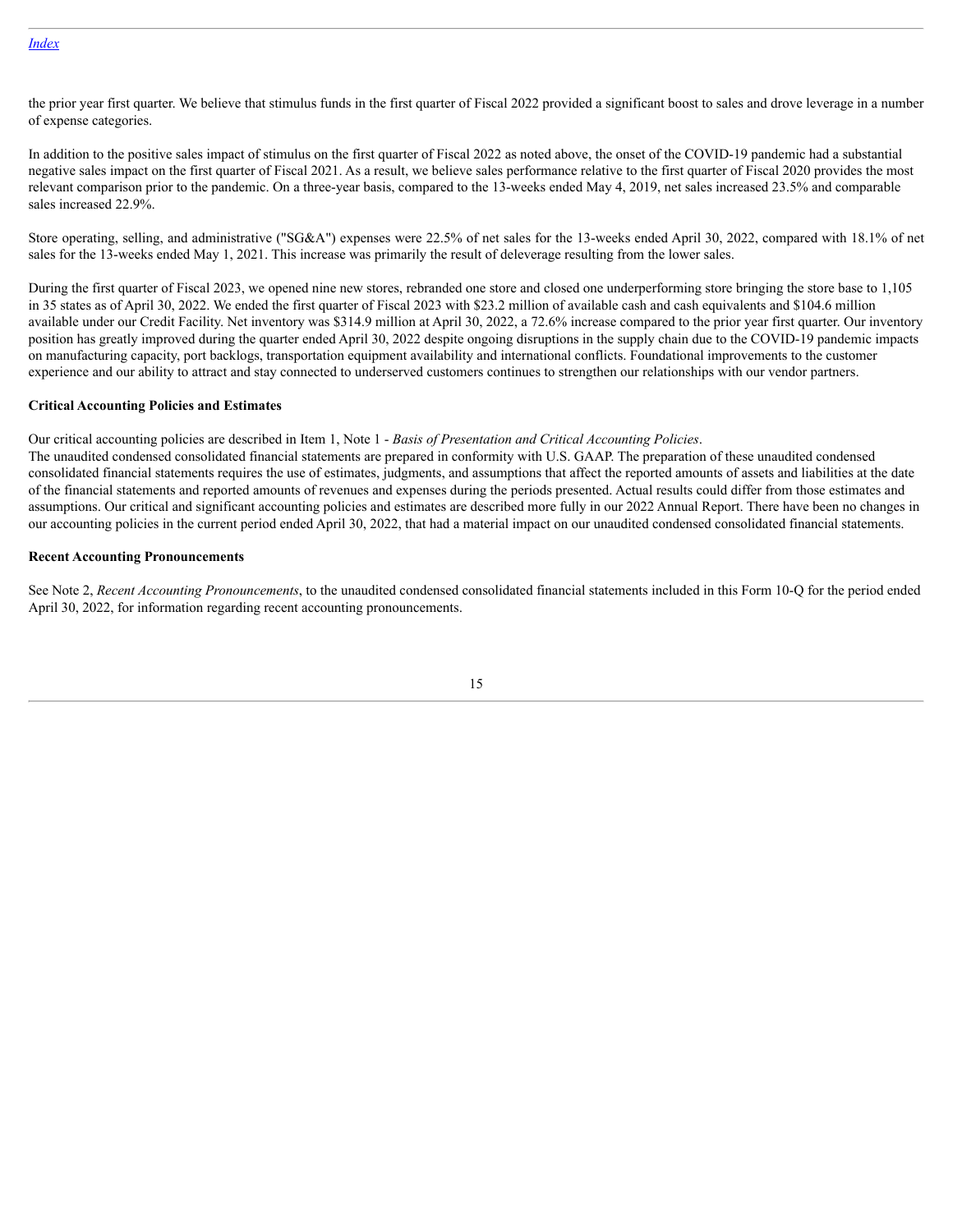the prior year first quarter. We believe that stimulus funds in the first quarter of Fiscal 2022 provided a significant boost to sales and drove leverage in a number of expense categories.

In addition to the positive sales impact of stimulus on the first quarter of Fiscal 2022 as noted above, the onset of the COVID-19 pandemic had a substantial negative sales impact on the first quarter of Fiscal 2021. As a result, we believe sales performance relative to the first quarter of Fiscal 2020 provides the most relevant comparison prior to the pandemic. On a three-year basis, compared to the 13-weeks ended May 4, 2019, net sales increased 23.5% and comparable sales increased 22.9%.

Store operating, selling, and administrative ("SG&A") expenses were 22.5% of net sales for the 13-weeks ended April 30, 2022, compared with 18.1% of net sales for the 13-weeks ended May 1, 2021. This increase was primarily the result of deleverage resulting from the lower sales.

During the first quarter of Fiscal 2023, we opened nine new stores, rebranded one store and closed one underperforming store bringing the store base to 1,105 in 35 states as of April 30, 2022. We ended the first quarter of Fiscal 2023 with $23.2 million of available cash and cash equivalents and $104.6 million available under our Credit Facility. Net inventory was $314.9 million at April 30, 2022, a 72.6% increase compared to the prior year first quarter. Our inventory position has greatly improved during the quarter ended April 30, 2022 despite ongoing disruptions in the supply chain due to the COVID-19 pandemic impacts on manufacturing capacity, port backlogs, transportation equipment availability and international conflicts. Foundational improvements to the customer experience and our ability to attract and stay connected to underserved customers continues to strengthen our relationships with our vendor partners.

**Critical Accounting Policies and Estimates**

Our critical accounting policies are described in Item 1, Note 1 - *Basis of Presentation and Critical Accounting Policies*.
The unaudited condensed consolidated financial statements are prepared in conformity with U.S. GAAP. The preparation of these unaudited condensed consolidated financial statements requires the use of estimates, judgments, and assumptions that affect the reported amounts of assets and liabilities at the date of the financial statements and reported amounts of revenues and expenses during the periods presented. Actual results could differ from those estimates and assumptions. Our critical and significant accounting policies and estimates are described more fully in our 2022 Annual Report. There have been no changes in our accounting policies in the current period ended April 30, 2022, that had a material impact on our unaudited condensed consolidated financial statements.

**Recent Accounting Pronouncements**

See Note 2, *Recent Accounting Pronouncements*, to the unaudited condensed consolidated financial statements included in this Form 10-Q for the period ended April 30, 2022, for information regarding recent accounting pronouncements.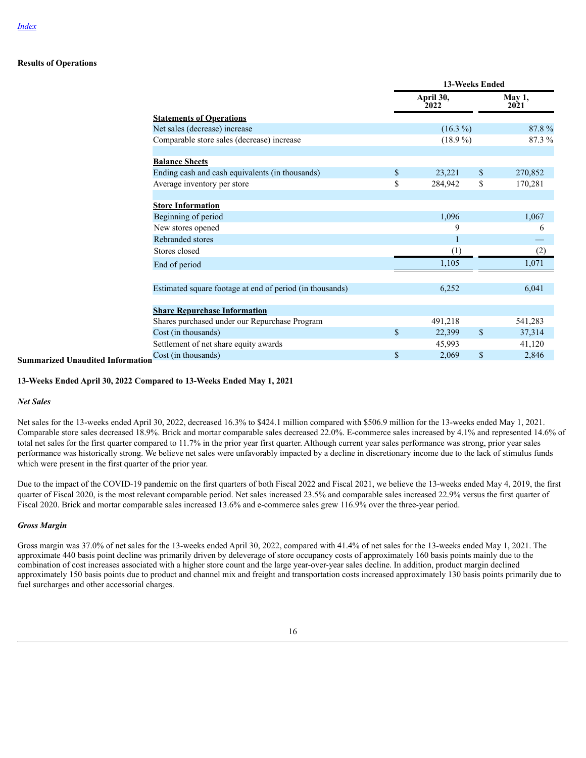[Index](#)

**Results of Operations**

| | 13-Weeks Ended | |
|---|---|---|
| | April 30, 2022 | May 1, 2021 |
| **Statements of Operations** | | |
| Net sales (decrease) increase | (16.3 %) | 87.8 % |
| Comparable store sales (decrease) increase | (18.9 %) | 87.3 % |
| | | |
| **Balance Sheets** | | |
| Ending cash and cash equivalents (in thousands) | $ 23,221 | $ 270,852 |
| Average inventory per store | $ 284,942 | $ 170,281 |
| | | |
| **Store Information** | | |
| Beginning of period | 1,096 | 1,067 |
| New stores opened | 9 | 6 |
| Rebranded stores | 1 | — |
| Stores closed | (1) | (2) |
| End of period | 1,105 | 1,071 |
| | | |
| Estimated square footage at end of period (in thousands) | 6,252 | 6,041 |
| | | |
| **Share Repurchase Information** | | |
| Shares purchased under our Repurchase Program | 491,218 | 541,283 |
| Cost (in thousands) | $ 22,399 | $ 37,314 |
| Settlement of net share equity awards | 45,993 | 41,120 |
| Cost (in thousands) | $ 2,069 | $ 2,846 |

**Summarized Unaudited Information**

**13-Weeks Ended April 30, 2022 Compared to 13-Weeks Ended May 1, 2021**

*Net Sales*

Net sales for the 13-weeks ended April 30, 2022, decreased 16.3% to $424.1 million compared with $506.9 million for the 13-weeks ended May 1, 2021. Comparable store sales decreased 18.9%. Brick and mortar comparable sales decreased 22.0%. E-commerce sales increased by 4.1% and represented 14.6% of total net sales for the first quarter compared to 11.7% in the prior year first quarter. Although current year sales performance was strong, prior year sales performance was historically strong. We believe net sales were unfavorably impacted by a decline in discretionary income due to the lack of stimulus funds which were present in the first quarter of the prior year.

Due to the impact of the COVID-19 pandemic on the first quarters of both Fiscal 2022 and Fiscal 2021, we believe the 13-weeks ended May 4, 2019, the first quarter of Fiscal 2020, is the most relevant comparable period. Net sales increased 23.5% and comparable sales increased 22.9% versus the first quarter of Fiscal 2020. Brick and mortar comparable sales increased 13.6% and e-commerce sales grew 116.9% over the three-year period.

*Gross Margin*

Gross margin was 37.0% of net sales for the 13-weeks ended April 30, 2022, compared with 41.4% of net sales for the 13-weeks ended May 1, 2021. The approximate 440 basis point decline was primarily driven by deleverage of store occupancy costs of approximately 160 basis points mainly due to the combination of cost increases associated with a higher store count and the large year-over-year sales decline. In addition, product margin declined approximately 150 basis points due to product and channel mix and freight and transportation costs increased approximately 130 basis points primarily due to fuel surcharges and other accessorial charges.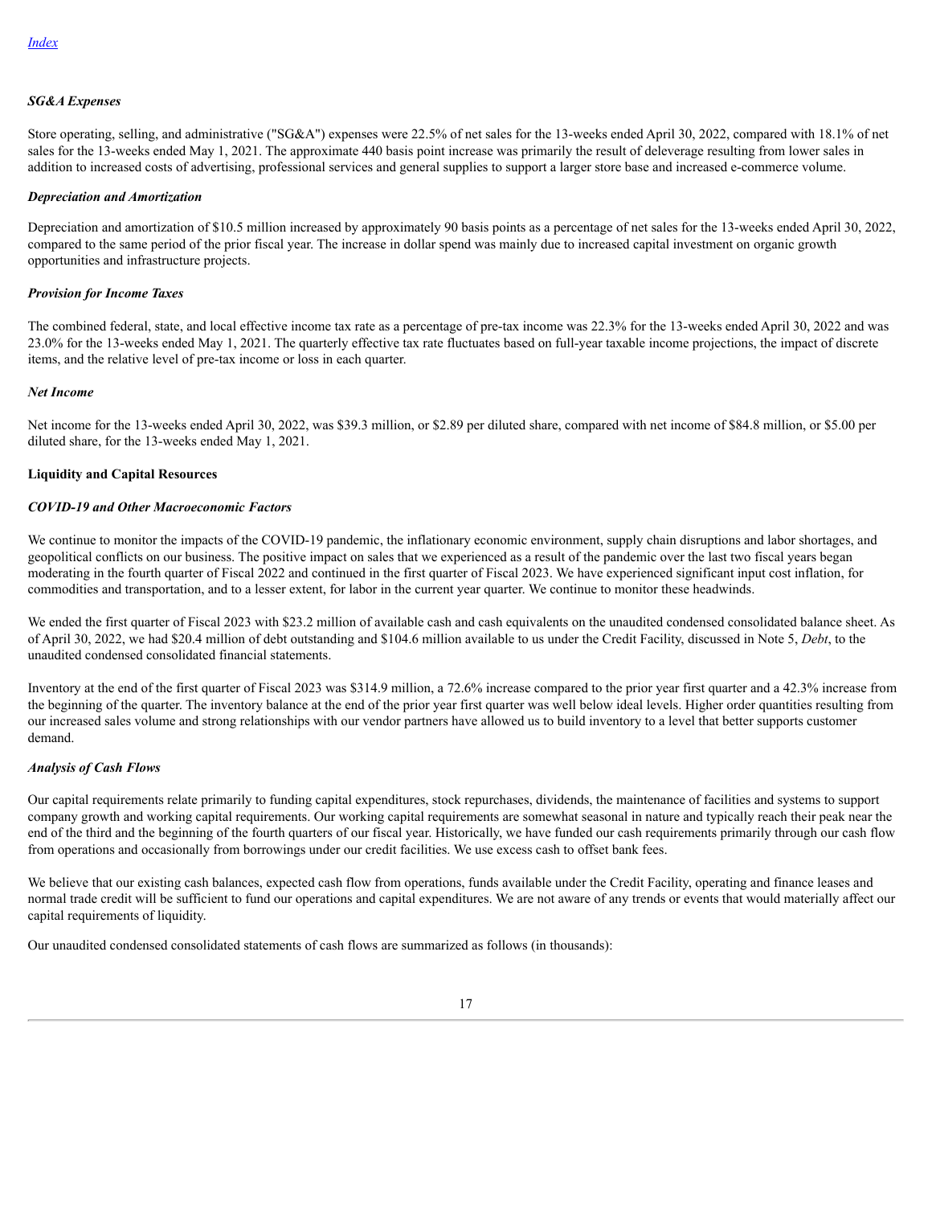[Index](#)

***SG&A Expenses***

Store operating, selling, and administrative ("SG&A") expenses were 22.5% of net sales for the 13-weeks ended April 30, 2022, compared with 18.1% of net sales for the 13-weeks ended May 1, 2021. The approximate 440 basis point increase was primarily the result of deleverage resulting from lower sales in addition to increased costs of advertising, professional services and general supplies to support a larger store base and increased e-commerce volume.

***Depreciation and Amortization***

Depreciation and amortization of $10.5 million increased by approximately 90 basis points as a percentage of net sales for the 13-weeks ended April 30, 2022, compared to the same period of the prior fiscal year. The increase in dollar spend was mainly due to increased capital investment on organic growth opportunities and infrastructure projects.

***Provision for Income Taxes***

The combined federal, state, and local effective income tax rate as a percentage of pre-tax income was 22.3% for the 13-weeks ended April 30, 2022 and was 23.0% for the 13-weeks ended May 1, 2021. The quarterly effective tax rate fluctuates based on full-year taxable income projections, the impact of discrete items, and the relative level of pre-tax income or loss in each quarter.

***Net Income***

Net income for the 13-weeks ended April 30, 2022, was $39.3 million, or $2.89 per diluted share, compared with net income of $84.8 million, or $5.00 per diluted share, for the 13-weeks ended May 1, 2021.

**Liquidity and Capital Resources**

***COVID-19 and Other Macroeconomic Factors***

We continue to monitor the impacts of the COVID-19 pandemic, the inflationary economic environment, supply chain disruptions and labor shortages, and geopolitical conflicts on our business. The positive impact on sales that we experienced as a result of the pandemic over the last two fiscal years began moderating in the fourth quarter of Fiscal 2022 and continued in the first quarter of Fiscal 2023. We have experienced significant input cost inflation, for commodities and transportation, and to a lesser extent, for labor in the current year quarter. We continue to monitor these headwinds.

We ended the first quarter of Fiscal 2023 with $23.2 million of available cash and cash equivalents on the unaudited condensed consolidated balance sheet. As of April 30, 2022, we had $20.4 million of debt outstanding and $104.6 million available to us under the Credit Facility, discussed in Note 5, *Debt*, to the unaudited condensed consolidated financial statements.

Inventory at the end of the first quarter of Fiscal 2023 was $314.9 million, a 72.6% increase compared to the prior year first quarter and a 42.3% increase from the beginning of the quarter. The inventory balance at the end of the prior year first quarter was well below ideal levels. Higher order quantities resulting from our increased sales volume and strong relationships with our vendor partners have allowed us to build inventory to a level that better supports customer demand.

***Analysis of Cash Flows***

Our capital requirements relate primarily to funding capital expenditures, stock repurchases, dividends, the maintenance of facilities and systems to support company growth and working capital requirements. Our working capital requirements are somewhat seasonal in nature and typically reach their peak near the end of the third and the beginning of the fourth quarters of our fiscal year. Historically, we have funded our cash requirements primarily through our cash flow from operations and occasionally from borrowings under our credit facilities. We use excess cash to offset bank fees.

We believe that our existing cash balances, expected cash flow from operations, funds available under the Credit Facility, operating and finance leases and normal trade credit will be sufficient to fund our operations and capital expenditures. We are not aware of any trends or events that would materially affect our capital requirements of liquidity.

Our unaudited condensed consolidated statements of cash flows are summarized as follows (in thousands):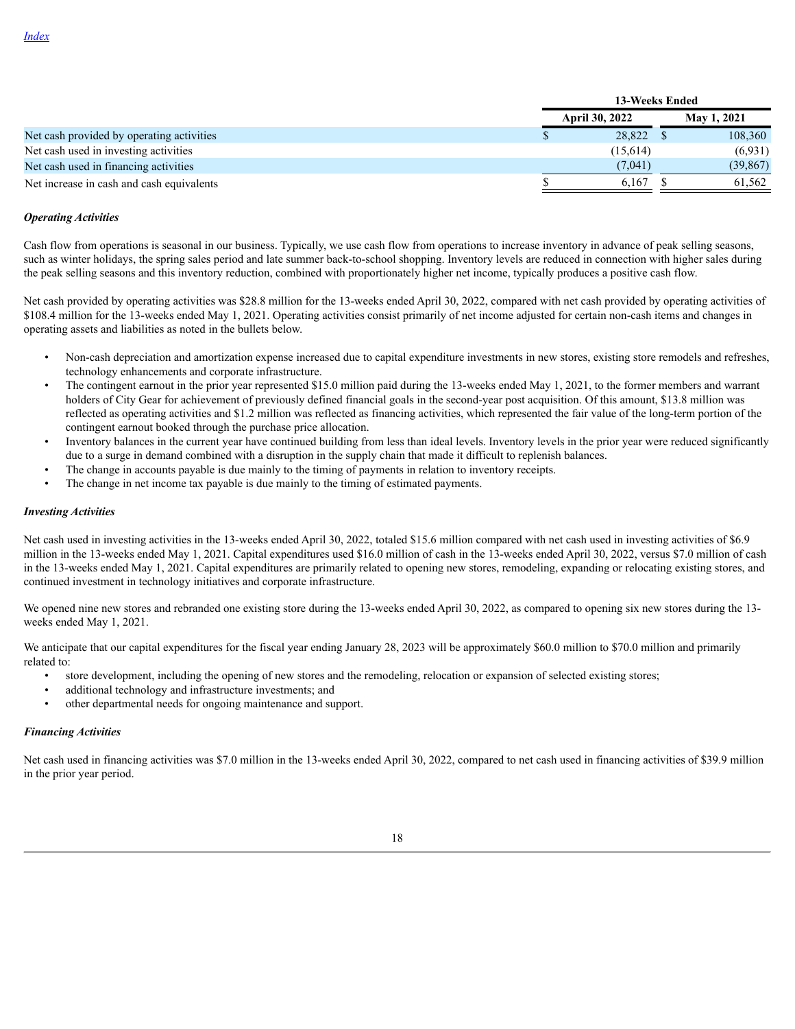[Index](#)

| | 13-Weeks Ended | |
|---|---|---|
| | April 30, 2022 | May 1, 2021 |
| Net cash provided by operating activities | $ 28,822 | $ 108,360 |
| Net cash used in investing activities | (15,614) | (6,931) |
| Net cash used in financing activities | (7,041) | (39,867) |
| Net increase in cash and cash equivalents | $ 6,167 | $ 61,562 |

***Operating Activities***

Cash flow from operations is seasonal in our business. Typically, we use cash flow from operations to increase inventory in advance of peak selling seasons, such as winter holidays, the spring sales period and late summer back-to-school shopping. Inventory levels are reduced in connection with higher sales during the peak selling seasons and this inventory reduction, combined with proportionately higher net income, typically produces a positive cash flow.

Net cash provided by operating activities was $28.8 million for the 13-weeks ended April 30, 2022, compared with net cash provided by operating activities of $108.4 million for the 13-weeks ended May 1, 2021. Operating activities consist primarily of net income adjusted for certain non-cash items and changes in operating assets and liabilities as noted in the bullets below.

- Non-cash depreciation and amortization expense increased due to capital expenditure investments in new stores, existing store remodels and refreshes, technology enhancements and corporate infrastructure.
- The contingent earnout in the prior year represented $15.0 million paid during the 13-weeks ended May 1, 2021, to the former members and warrant holders of City Gear for achievement of previously defined financial goals in the second-year post acquisition. Of this amount, $13.8 million was reflected as operating activities and $1.2 million was reflected as financing activities, which represented the fair value of the long-term portion of the contingent earnout booked through the purchase price allocation.
- Inventory balances in the current year have continued building from less than ideal levels. Inventory levels in the prior year were reduced significantly due to a surge in demand combined with a disruption in the supply chain that made it difficult to replenish balances.
- The change in accounts payable is due mainly to the timing of payments in relation to inventory receipts.
- The change in net income tax payable is due mainly to the timing of estimated payments.

***Investing Activities***

Net cash used in investing activities in the 13-weeks ended April 30, 2022, totaled $15.6 million compared with net cash used in investing activities of $6.9 million in the 13-weeks ended May 1, 2021. Capital expenditures used $16.0 million of cash in the 13-weeks ended April 30, 2022, versus $7.0 million of cash in the 13-weeks ended May 1, 2021. Capital expenditures are primarily related to opening new stores, remodeling, expanding or relocating existing stores, and continued investment in technology initiatives and corporate infrastructure.

We opened nine new stores and rebranded one existing store during the 13-weeks ended April 30, 2022, as compared to opening six new stores during the 13-weeks ended May 1, 2021.

We anticipate that our capital expenditures for the fiscal year ending January 28, 2023 will be approximately $60.0 million to $70.0 million and primarily related to:

- store development, including the opening of new stores and the remodeling, relocation or expansion of selected existing stores;
- additional technology and infrastructure investments; and
- other departmental needs for ongoing maintenance and support.

***Financing Activities***

Net cash used in financing activities was $7.0 million in the 13-weeks ended April 30, 2022, compared to net cash used in financing activities of $39.9 million in the prior year period.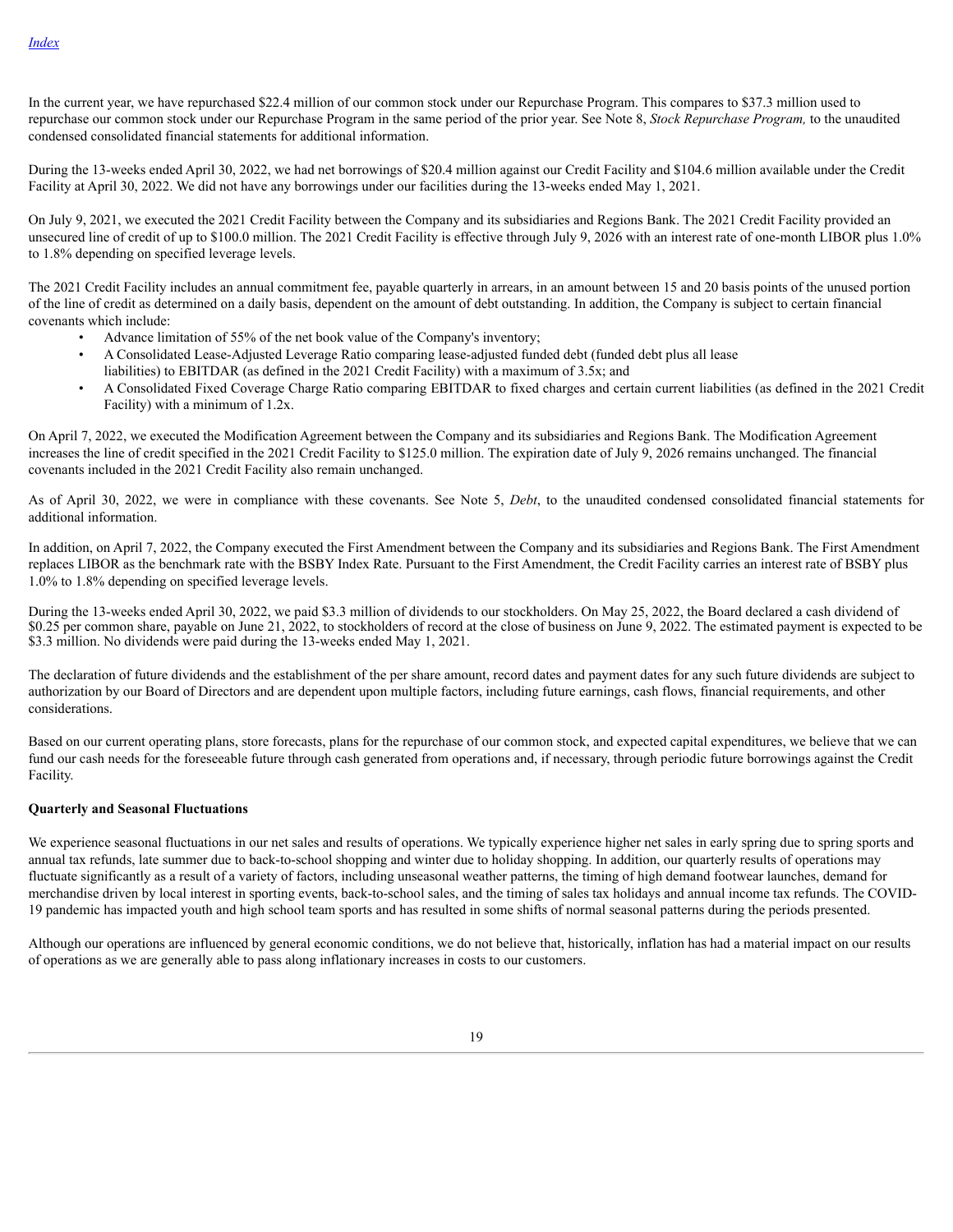In the current year, we have repurchased $22.4 million of our common stock under our Repurchase Program. This compares to $37.3 million used to repurchase our common stock under our Repurchase Program in the same period of the prior year. See Note 8, *Stock Repurchase Program,* to the unaudited condensed consolidated financial statements for additional information.

During the 13-weeks ended April 30, 2022, we had net borrowings of $20.4 million against our Credit Facility and $104.6 million available under the Credit Facility at April 30, 2022. We did not have any borrowings under our facilities during the 13-weeks ended May 1, 2021.

On July 9, 2021, we executed the 2021 Credit Facility between the Company and its subsidiaries and Regions Bank. The 2021 Credit Facility provided an unsecured line of credit of up to $100.0 million. The 2021 Credit Facility is effective through July 9, 2026 with an interest rate of one-month LIBOR plus 1.0% to 1.8% depending on specified leverage levels.

The 2021 Credit Facility includes an annual commitment fee, payable quarterly in arrears, in an amount between 15 and 20 basis points of the unused portion of the line of credit as determined on a daily basis, dependent on the amount of debt outstanding. In addition, the Company is subject to certain financial covenants which include:

- Advance limitation of 55% of the net book value of the Company's inventory;
- A Consolidated Lease-Adjusted Leverage Ratio comparing lease-adjusted funded debt (funded debt plus all lease liabilities) to EBITDAR (as defined in the 2021 Credit Facility) with a maximum of 3.5x; and
- A Consolidated Fixed Coverage Charge Ratio comparing EBITDAR to fixed charges and certain current liabilities (as defined in the 2021 Credit Facility) with a minimum of 1.2x.

On April 7, 2022, we executed the Modification Agreement between the Company and its subsidiaries and Regions Bank. The Modification Agreement increases the line of credit specified in the 2021 Credit Facility to $125.0 million. The expiration date of July 9, 2026 remains unchanged. The financial covenants included in the 2021 Credit Facility also remain unchanged.

As of April 30, 2022, we were in compliance with these covenants. See Note 5, *Debt*, to the unaudited condensed consolidated financial statements for additional information.

In addition, on April 7, 2022, the Company executed the First Amendment between the Company and its subsidiaries and Regions Bank. The First Amendment replaces LIBOR as the benchmark rate with the BSBY Index Rate. Pursuant to the First Amendment, the Credit Facility carries an interest rate of BSBY plus 1.0% to 1.8% depending on specified leverage levels.

During the 13-weeks ended April 30, 2022, we paid $3.3 million of dividends to our stockholders. On May 25, 2022, the Board declared a cash dividend of $0.25 per common share, payable on June 21, 2022, to stockholders of record at the close of business on June 9, 2022. The estimated payment is expected to be $3.3 million. No dividends were paid during the 13-weeks ended May 1, 2021.

The declaration of future dividends and the establishment of the per share amount, record dates and payment dates for any such future dividends are subject to authorization by our Board of Directors and are dependent upon multiple factors, including future earnings, cash flows, financial requirements, and other considerations.

Based on our current operating plans, store forecasts, plans for the repurchase of our common stock, and expected capital expenditures, we believe that we can fund our cash needs for the foreseeable future through cash generated from operations and, if necessary, through periodic future borrowings against the Credit Facility.

**Quarterly and Seasonal Fluctuations**

We experience seasonal fluctuations in our net sales and results of operations. We typically experience higher net sales in early spring due to spring sports and annual tax refunds, late summer due to back-to-school shopping and winter due to holiday shopping. In addition, our quarterly results of operations may fluctuate significantly as a result of a variety of factors, including unseasonal weather patterns, the timing of high demand footwear launches, demand for merchandise driven by local interest in sporting events, back-to-school sales, and the timing of sales tax holidays and annual income tax refunds. The COVID-19 pandemic has impacted youth and high school team sports and has resulted in some shifts of normal seasonal patterns during the periods presented.

Although our operations are influenced by general economic conditions, we do not believe that, historically, inflation has had a material impact on our results of operations as we are generally able to pass along inflationary increases in costs to our customers.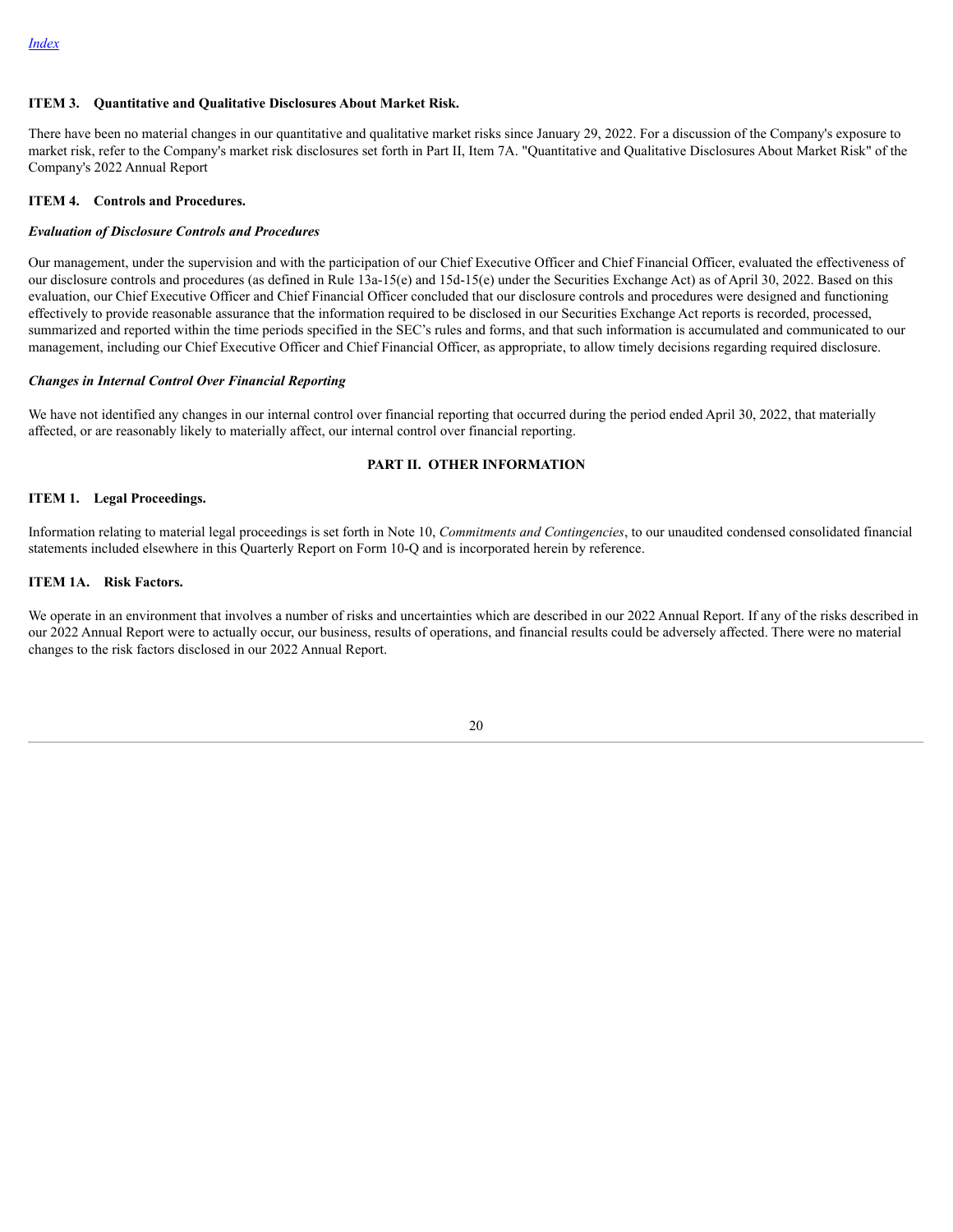### ITEM 3. Quantitative and Qualitative Disclosures About Market Risk.

There have been no material changes in our quantitative and qualitative market risks since January 29, 2022. For a discussion of the Company's exposure to market risk, refer to the Company's market risk disclosures set forth in Part II, Item 7A. "Quantitative and Qualitative Disclosures About Market Risk" of the Company's 2022 Annual Report

### ITEM 4. Controls and Procedures.

***Evaluation of Disclosure Controls and Procedures***

Our management, under the supervision and with the participation of our Chief Executive Officer and Chief Financial Officer, evaluated the effectiveness of our disclosure controls and procedures (as defined in Rule 13a-15(e) and 15d-15(e) under the Securities Exchange Act) as of April 30, 2022. Based on this evaluation, our Chief Executive Officer and Chief Financial Officer concluded that our disclosure controls and procedures were designed and functioning effectively to provide reasonable assurance that the information required to be disclosed in our Securities Exchange Act reports is recorded, processed, summarized and reported within the time periods specified in the SEC's rules and forms, and that such information is accumulated and communicated to our management, including our Chief Executive Officer and Chief Financial Officer, as appropriate, to allow timely decisions regarding required disclosure.

***Changes in Internal Control Over Financial Reporting***

We have not identified any changes in our internal control over financial reporting that occurred during the period ended April 30, 2022, that materially affected, or are reasonably likely to materially affect, our internal control over financial reporting.

## PART II. OTHER INFORMATION

### ITEM 1. Legal Proceedings.

Information relating to material legal proceedings is set forth in Note 10, *Commitments and Contingencies*, to our unaudited condensed consolidated financial statements included elsewhere in this Quarterly Report on Form 10-Q and is incorporated herein by reference.

### ITEM 1A. Risk Factors.

We operate in an environment that involves a number of risks and uncertainties which are described in our 2022 Annual Report. If any of the risks described in our 2022 Annual Report were to actually occur, our business, results of operations, and financial results could be adversely affected. There were no material changes to the risk factors disclosed in our 2022 Annual Report.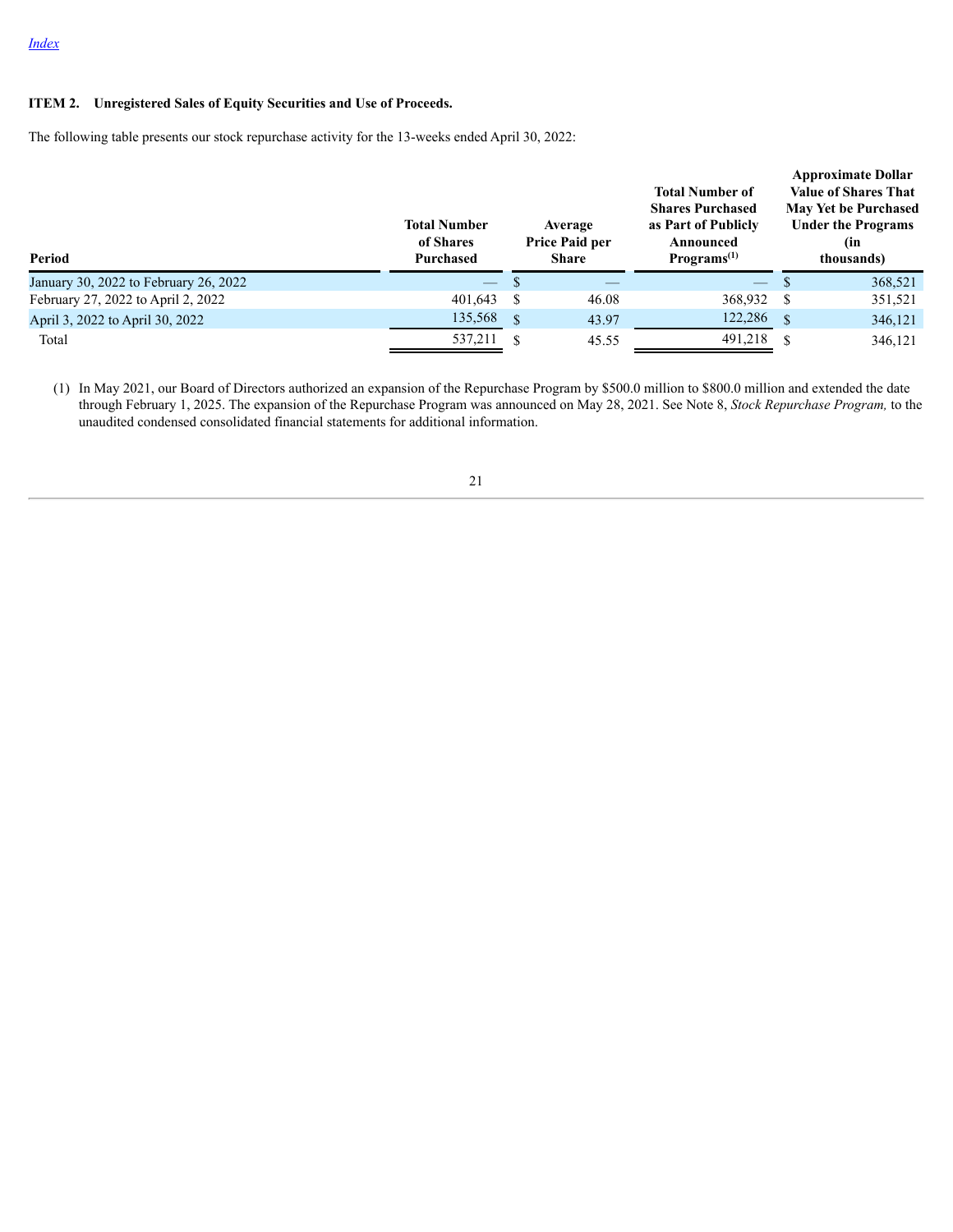[Index](#)

**ITEM 2. Unregistered Sales of Equity Securities and Use of Proceeds.**

The following table presents our stock repurchase activity for the 13-weeks ended April 30, 2022:

| Period | Total Number of Shares Purchased | Average Price Paid per Share | Total Number of Shares Purchased as Part of Publicly Announced Programs[(1)] | Approximate Dollar Value of Shares That May Yet be Purchased Under the Programs (in thousands) |
|---|---|---|---|---|
| January 30, 2022 to February 26, 2022 | — | $ — | — | $ 368,521 |
| February 27, 2022 to April 2, 2022 | 401,643 | $ 46.08 | 368,932 | $ 351,521 |
| April 3, 2022 to April 30, 2022 | 135,568 | $ 43.97 | 122,286 | $ 346,121 |
| Total | 537,211 | $ 45.55 | 491,218 | $ 346,121 |

(1) In May 2021, our Board of Directors authorized an expansion of the Repurchase Program by $500.0 million to $800.0 million and extended the date through February 1, 2025. The expansion of the Repurchase Program was announced on May 28, 2021. See Note 8, *Stock Repurchase Program,* to the unaudited condensed consolidated financial statements for additional information.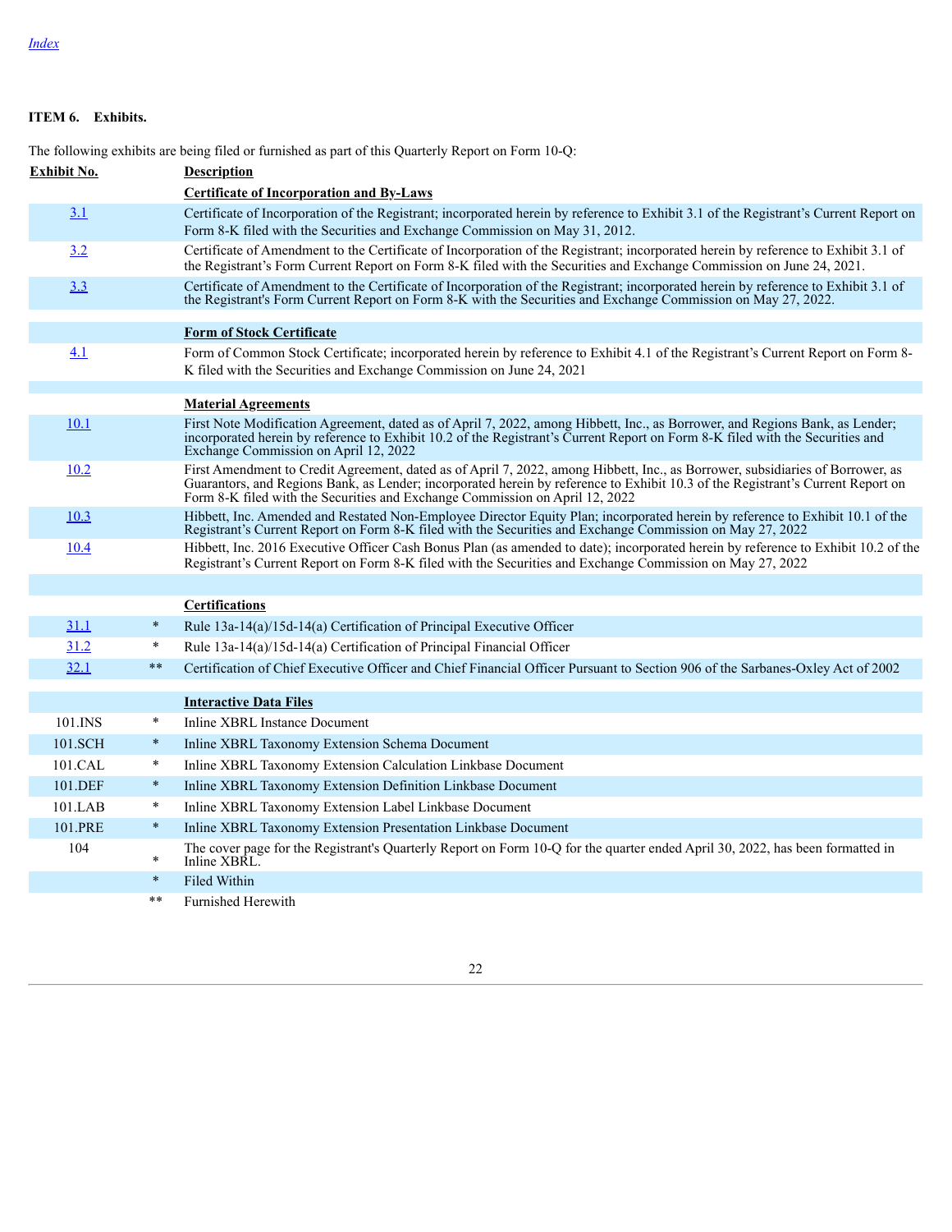[Index](#)

**ITEM 6. Exhibits.**

The following exhibits are being filed or furnished as part of this Quarterly Report on Form 10-Q:

| Exhibit No. | | Description |
|---|---|---|
| | | **Certificate of Incorporation and By-Laws** |
| 3.1 | | Certificate of Incorporation of the Registrant; incorporated herein by reference to Exhibit 3.1 of the Registrant's Current Report on Form 8-K filed with the Securities and Exchange Commission on May 31, 2012. |
| 3.2 | | Certificate of Amendment to the Certificate of Incorporation of the Registrant; incorporated herein by reference to Exhibit 3.1 of the Registrant's Form Current Report on Form 8-K filed with the Securities and Exchange Commission on June 24, 2021. |
| 3.3 | | Certificate of Amendment to the Certificate of Incorporation of the Registrant; incorporated herein by reference to Exhibit 3.1 of the Registrant's Form Current Report on Form 8-K with the Securities and Exchange Commission on May 27, 2022. |
| | | **Form of Stock Certificate** |
| 4.1 | | Form of Common Stock Certificate; incorporated herein by reference to Exhibit 4.1 of the Registrant's Current Report on Form 8-K filed with the Securities and Exchange Commission on June 24, 2021 |
| | | **Material Agreements** |
| 10.1 | | First Note Modification Agreement, dated as of April 7, 2022, among Hibbett, Inc., as Borrower, and Regions Bank, as Lender; incorporated herein by reference to Exhibit 10.2 of the Registrant's Current Report on Form 8-K filed with the Securities and Exchange Commission on April 12, 2022 |
| 10.2 | | First Amendment to Credit Agreement, dated as of April 7, 2022, among Hibbett, Inc., as Borrower, subsidiaries of Borrower, as Guarantors, and Regions Bank, as Lender; incorporated herein by reference to Exhibit 10.3 of the Registrant's Current Report on Form 8-K filed with the Securities and Exchange Commission on April 12, 2022 |
| 10.3 | | Hibbett, Inc. Amended and Restated Non-Employee Director Equity Plan; incorporated herein by reference to Exhibit 10.1 of the Registrant's Current Report on Form 8-K filed with the Securities and Exchange Commission on May 27, 2022 |
| 10.4 | | Hibbett, Inc. 2016 Executive Officer Cash Bonus Plan (as amended to date); incorporated herein by reference to Exhibit 10.2 of the Registrant's Current Report on Form 8-K filed with the Securities and Exchange Commission on May 27, 2022 |
| | | **Certifications** |
| 31.1 | * | Rule 13a-14(a)/15d-14(a) Certification of Principal Executive Officer |
| 31.2 | * | Rule 13a-14(a)/15d-14(a) Certification of Principal Financial Officer |
| 32.1 | ** | Certification of Chief Executive Officer and Chief Financial Officer Pursuant to Section 906 of the Sarbanes-Oxley Act of 2002 |
| | | **Interactive Data Files** |
| 101.INS | * | Inline XBRL Instance Document |
| 101.SCH | * | Inline XBRL Taxonomy Extension Schema Document |
| 101.CAL | * | Inline XBRL Taxonomy Extension Calculation Linkbase Document |
| 101.DEF | * | Inline XBRL Taxonomy Extension Definition Linkbase Document |
| 101.LAB | * | Inline XBRL Taxonomy Extension Label Linkbase Document |
| 101.PRE | * | Inline XBRL Taxonomy Extension Presentation Linkbase Document |
| 104 | * | The cover page for the Registrant's Quarterly Report on Form 10-Q for the quarter ended April 30, 2022, has been formatted in Inline XBRL. |
| | * | Filed Within |
| | ** | Furnished Herewith |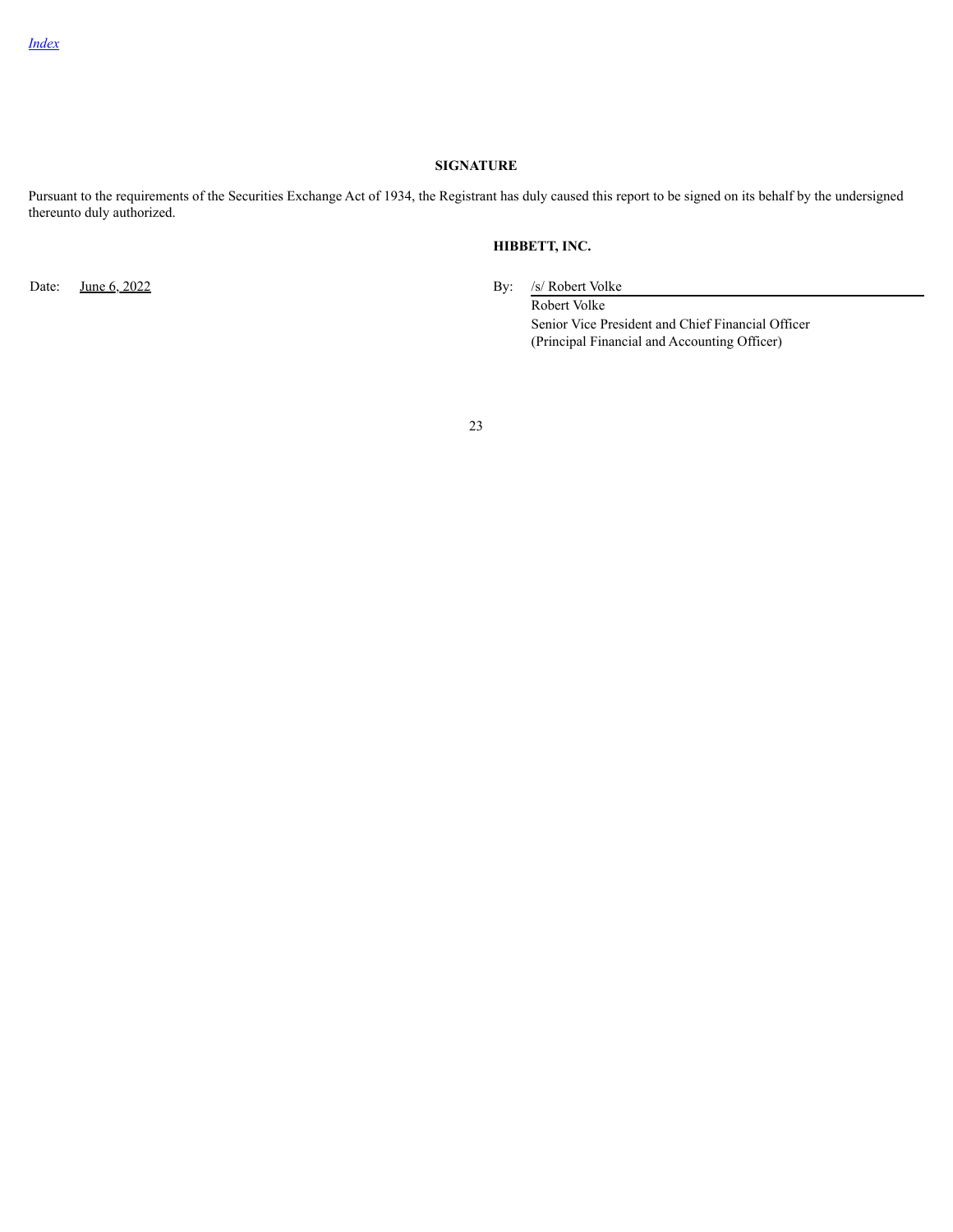## SIGNATURE

Pursuant to the requirements of the Securities Exchange Act of 1934, the Registrant has duly caused this report to be signed on its behalf by the undersigned thereunto duly authorized.

**HIBBETT, INC.**

Date: June 6, 2022

By: /s/ Robert Volke
Robert Volke
Senior Vice President and Chief Financial Officer
(Principal Financial and Accounting Officer)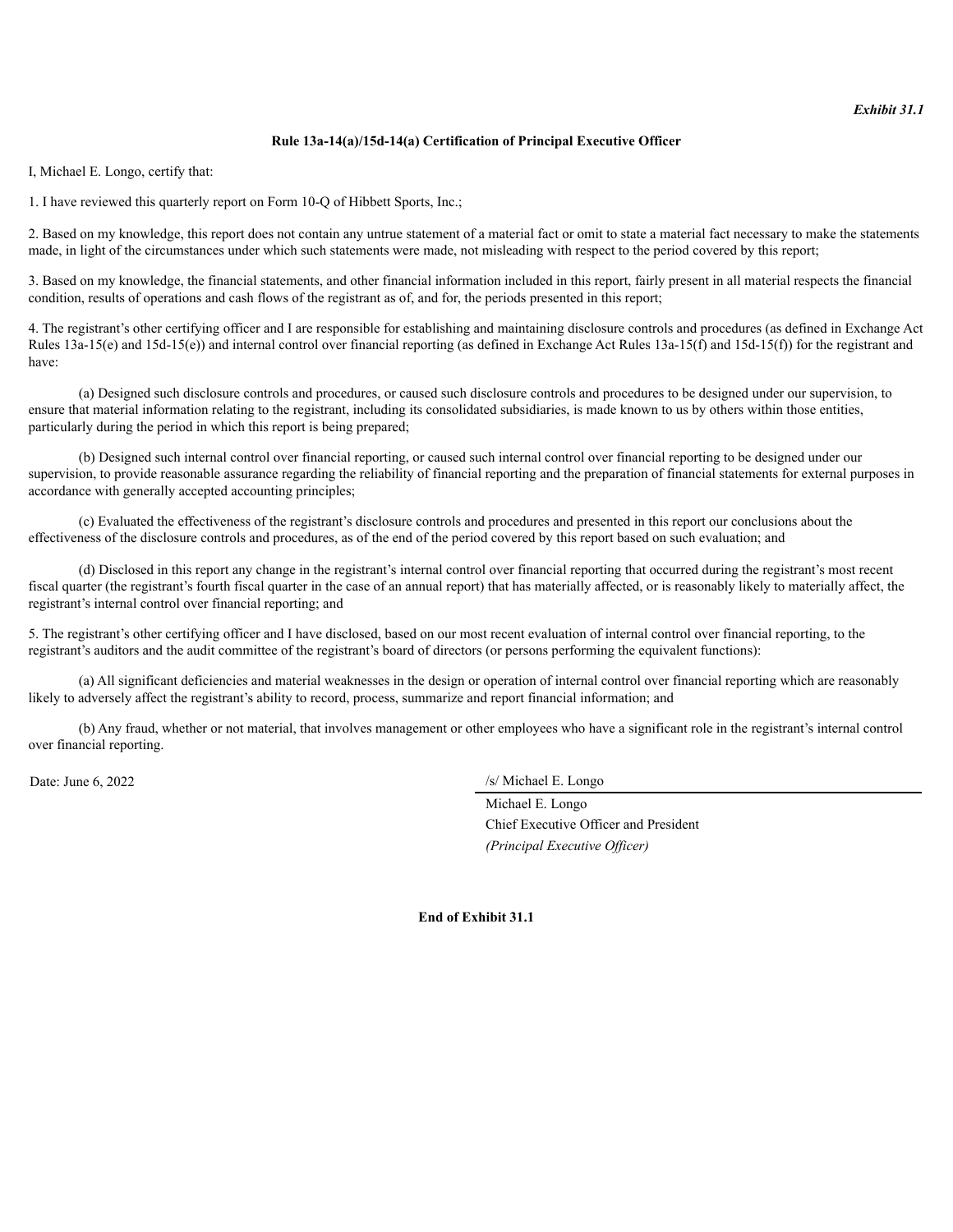*Exhibit 31.1*

**Rule 13a-14(a)/15d-14(a) Certification of Principal Executive Officer**

I, Michael E. Longo, certify that:

1. I have reviewed this quarterly report on Form 10-Q of Hibbett Sports, Inc.;

2. Based on my knowledge, this report does not contain any untrue statement of a material fact or omit to state a material fact necessary to make the statements made, in light of the circumstances under which such statements were made, not misleading with respect to the period covered by this report;

3. Based on my knowledge, the financial statements, and other financial information included in this report, fairly present in all material respects the financial condition, results of operations and cash flows of the registrant as of, and for, the periods presented in this report;

4. The registrant's other certifying officer and I are responsible for establishing and maintaining disclosure controls and procedures (as defined in Exchange Act Rules 13a-15(e) and 15d-15(e)) and internal control over financial reporting (as defined in Exchange Act Rules 13a-15(f) and 15d-15(f)) for the registrant and have:

(a) Designed such disclosure controls and procedures, or caused such disclosure controls and procedures to be designed under our supervision, to ensure that material information relating to the registrant, including its consolidated subsidiaries, is made known to us by others within those entities, particularly during the period in which this report is being prepared;

(b) Designed such internal control over financial reporting, or caused such internal control over financial reporting to be designed under our supervision, to provide reasonable assurance regarding the reliability of financial reporting and the preparation of financial statements for external purposes in accordance with generally accepted accounting principles;

(c) Evaluated the effectiveness of the registrant's disclosure controls and procedures and presented in this report our conclusions about the effectiveness of the disclosure controls and procedures, as of the end of the period covered by this report based on such evaluation; and

(d) Disclosed in this report any change in the registrant's internal control over financial reporting that occurred during the registrant's most recent fiscal quarter (the registrant's fourth fiscal quarter in the case of an annual report) that has materially affected, or is reasonably likely to materially affect, the registrant's internal control over financial reporting; and

5. The registrant's other certifying officer and I have disclosed, based on our most recent evaluation of internal control over financial reporting, to the registrant's auditors and the audit committee of the registrant's board of directors (or persons performing the equivalent functions):

(a) All significant deficiencies and material weaknesses in the design or operation of internal control over financial reporting which are reasonably likely to adversely affect the registrant's ability to record, process, summarize and report financial information; and

(b) Any fraud, whether or not material, that involves management or other employees who have a significant role in the registrant's internal control over financial reporting.

Date: June 6, 2022

/s/ Michael E. Longo

Michael E. Longo
Chief Executive Officer and President
*(Principal Executive Officer)*

**End of Exhibit 31.1**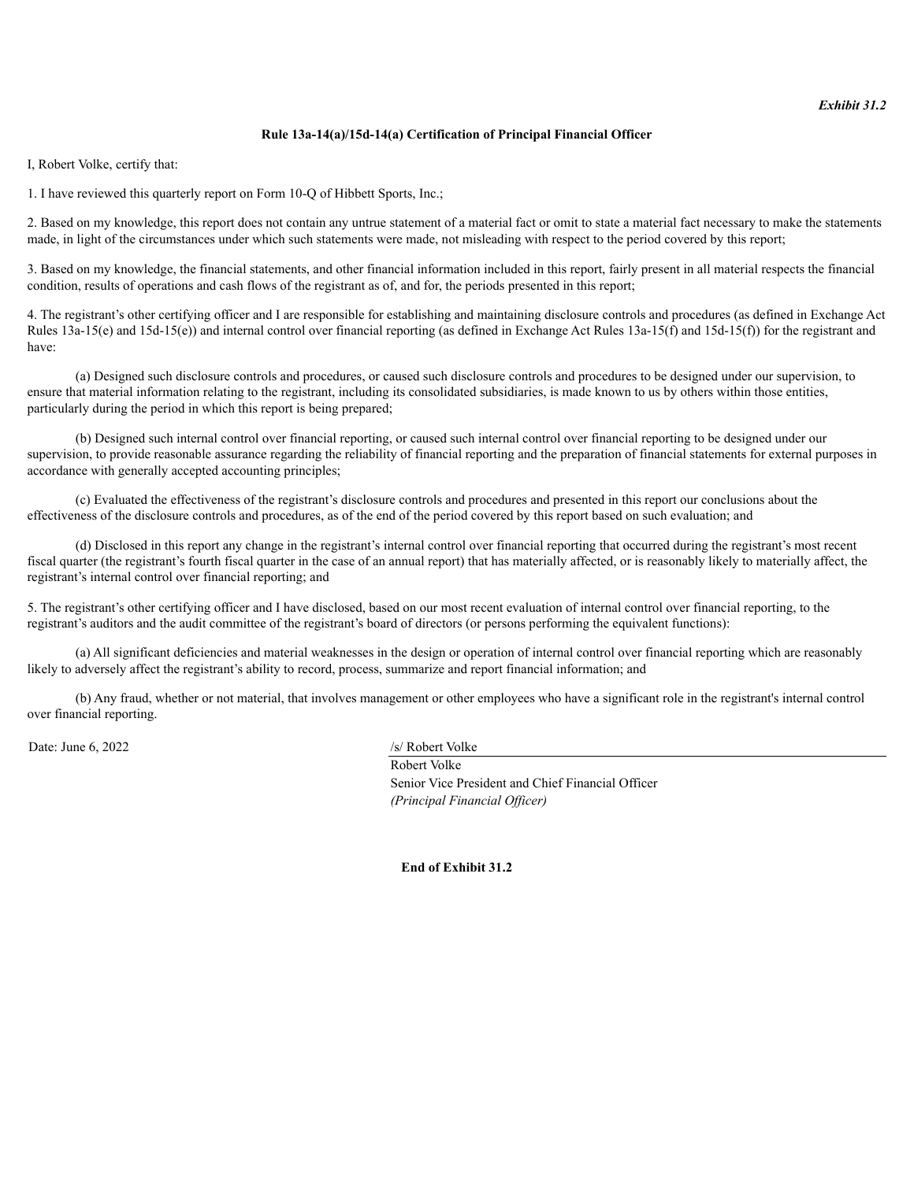*Exhibit 31.2*

**Rule 13a-14(a)/15d-14(a) Certification of Principal Financial Officer**

I, Robert Volke, certify that:

1. I have reviewed this quarterly report on Form 10-Q of Hibbett Sports, Inc.;

2. Based on my knowledge, this report does not contain any untrue statement of a material fact or omit to state a material fact necessary to make the statements made, in light of the circumstances under which such statements were made, not misleading with respect to the period covered by this report;

3. Based on my knowledge, the financial statements, and other financial information included in this report, fairly present in all material respects the financial condition, results of operations and cash flows of the registrant as of, and for, the periods presented in this report;

4. The registrant's other certifying officer and I are responsible for establishing and maintaining disclosure controls and procedures (as defined in Exchange Act Rules 13a-15(e) and 15d-15(e)) and internal control over financial reporting (as defined in Exchange Act Rules 13a-15(f) and 15d-15(f)) for the registrant and have:

(a) Designed such disclosure controls and procedures, or caused such disclosure controls and procedures to be designed under our supervision, to ensure that material information relating to the registrant, including its consolidated subsidiaries, is made known to us by others within those entities, particularly during the period in which this report is being prepared;

(b) Designed such internal control over financial reporting, or caused such internal control over financial reporting to be designed under our supervision, to provide reasonable assurance regarding the reliability of financial reporting and the preparation of financial statements for external purposes in accordance with generally accepted accounting principles;

(c) Evaluated the effectiveness of the registrant's disclosure controls and procedures and presented in this report our conclusions about the effectiveness of the disclosure controls and procedures, as of the end of the period covered by this report based on such evaluation; and

(d) Disclosed in this report any change in the registrant's internal control over financial reporting that occurred during the registrant's most recent fiscal quarter (the registrant's fourth fiscal quarter in the case of an annual report) that has materially affected, or is reasonably likely to materially affect, the registrant's internal control over financial reporting; and

5. The registrant's other certifying officer and I have disclosed, based on our most recent evaluation of internal control over financial reporting, to the registrant's auditors and the audit committee of the registrant's board of directors (or persons performing the equivalent functions):

(a) All significant deficiencies and material weaknesses in the design or operation of internal control over financial reporting which are reasonably likely to adversely affect the registrant's ability to record, process, summarize and report financial information; and

(b) Any fraud, whether or not material, that involves management or other employees who have a significant role in the registrant's internal control over financial reporting.

Date: June 6, 2022

/s/ Robert Volke
Robert Volke
Senior Vice President and Chief Financial Officer
*(Principal Financial Officer)*

**End of Exhibit 31.2**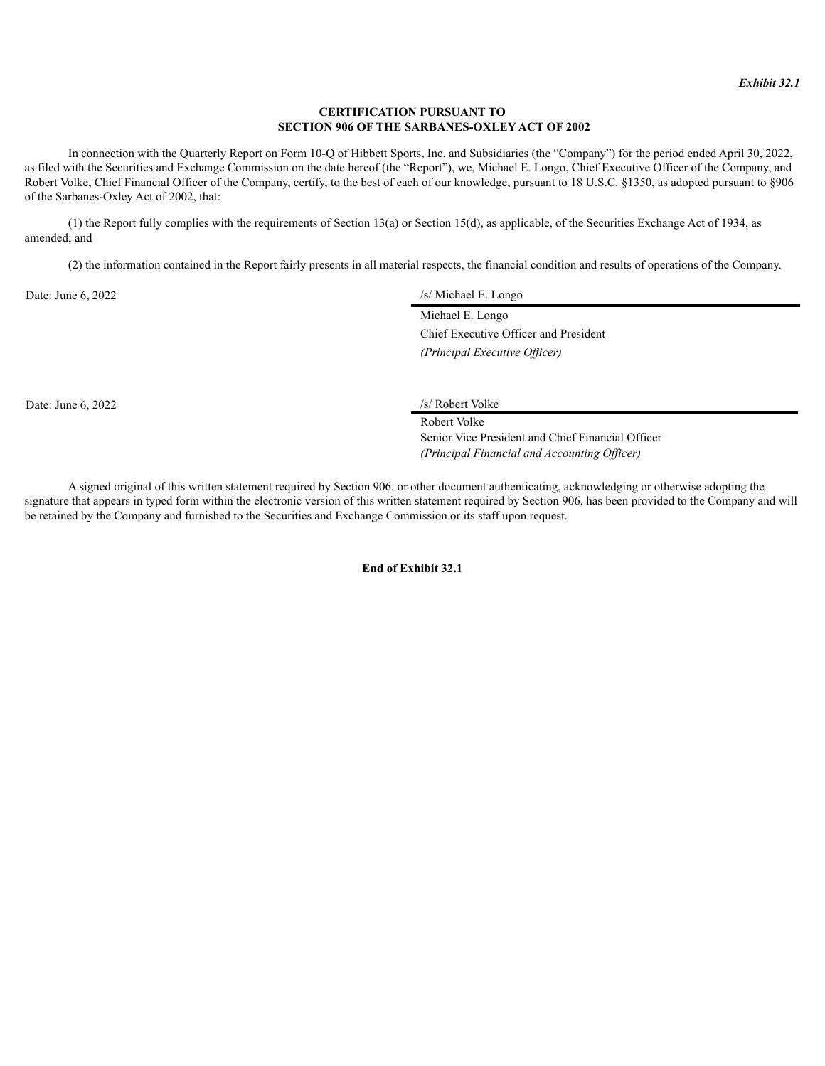*Exhibit 32.1*

**CERTIFICATION PURSUANT TO**
**SECTION 906 OF THE SARBANES-OXLEY ACT OF 2002**

In connection with the Quarterly Report on Form 10-Q of Hibbett Sports, Inc. and Subsidiaries (the "Company") for the period ended April 30, 2022, as filed with the Securities and Exchange Commission on the date hereof (the "Report"), we, Michael E. Longo, Chief Executive Officer of the Company, and Robert Volke, Chief Financial Officer of the Company, certify, to the best of each of our knowledge, pursuant to 18 U.S.C. §1350, as adopted pursuant to §906 of the Sarbanes-Oxley Act of 2002, that:

(1) the Report fully complies with the requirements of Section 13(a) or Section 15(d), as applicable, of the Securities Exchange Act of 1934, as amended; and

(2) the information contained in the Report fairly presents in all material respects, the financial condition and results of operations of the Company.

Date: June 6, 2022

/s/ Michael E. Longo

Michael E. Longo
Chief Executive Officer and President
*(Principal Executive Officer)*

Date: June 6, 2022

/s/ Robert Volke

Robert Volke
Senior Vice President and Chief Financial Officer
*(Principal Financial and Accounting Officer)*

A signed original of this written statement required by Section 906, or other document authenticating, acknowledging or otherwise adopting the signature that appears in typed form within the electronic version of this written statement required by Section 906, has been provided to the Company and will be retained by the Company and furnished to the Securities and Exchange Commission or its staff upon request.

**End of Exhibit 32.1**